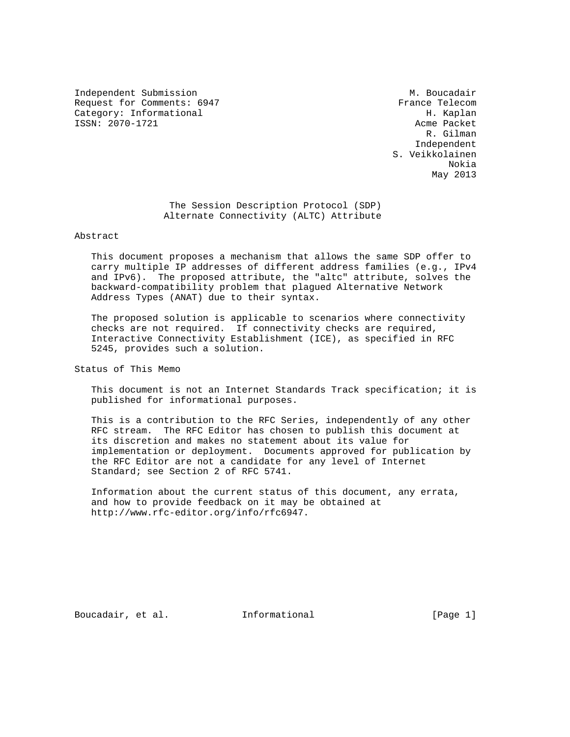Independent Submission M. Boucadair
Request for Comments: 6947 France Telecom
Category: Informational H. Kaplan
ISSN: 2070-1721 Acme Packet
R. Gilman
Independent
S. Veikkolainen
Nokia
May 2013

# The Session Description Protocol (SDP) Alternate Connectivity (ALTC) Attribute

## Abstract

This document proposes a mechanism that allows the same SDP offer to carry multiple IP addresses of different address families (e.g., IPv4 and IPv6). The proposed attribute, the "altc" attribute, solves the backward-compatibility problem that plagued Alternative Network Address Types (ANAT) due to their syntax.

The proposed solution is applicable to scenarios where connectivity checks are not required. If connectivity checks are required, Interactive Connectivity Establishment (ICE), as specified in RFC 5245, provides such a solution.

## Status of This Memo

This document is not an Internet Standards Track specification; it is published for informational purposes.

This is a contribution to the RFC Series, independently of any other RFC stream. The RFC Editor has chosen to publish this document at its discretion and makes no statement about its value for implementation or deployment. Documents approved for publication by the RFC Editor are not a candidate for any level of Internet Standard; see Section 2 of RFC 5741.

Information about the current status of this document, any errata, and how to provide feedback on it may be obtained at http://www.rfc-editor.org/info/rfc6947.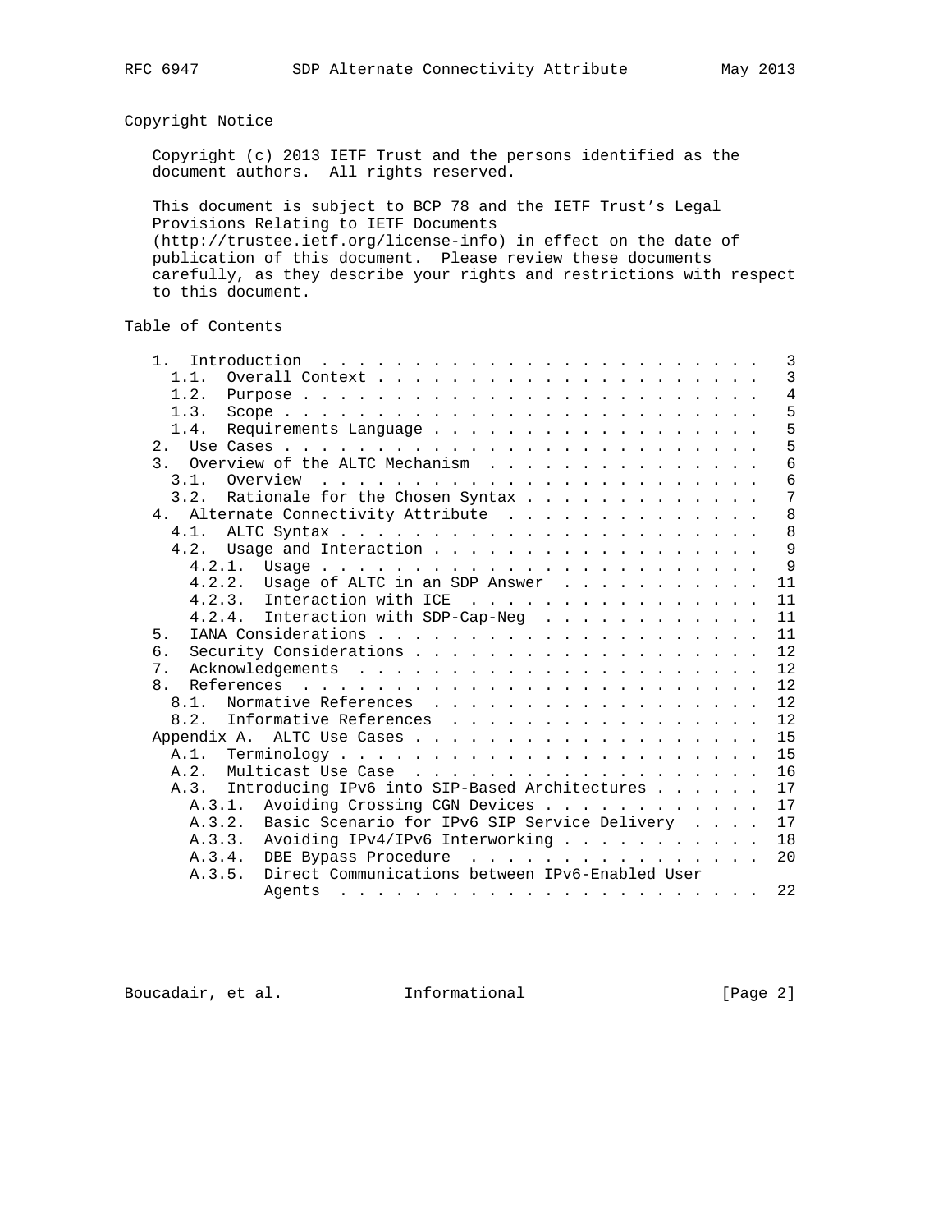## Copyright Notice

Copyright (c) 2013 IETF Trust and the persons identified as the document authors. All rights reserved.

This document is subject to BCP 78 and the IETF Trust's Legal Provisions Relating to IETF Documents (http://trustee.ietf.org/license-info) in effect on the date of publication of this document. Please review these documents carefully, as they describe your rights and restrictions with respect to this document.

## Table of Contents

```
   1.  Introduction . . . . . . . . . . . . . . . . . . . . . . . .   3
     1.1.  Overall Context . . . . . . . . . . . . . . . . . . . . .   3
     1.2.  Purpose . . . . . . . . . . . . . . . . . . . . . . . . .   4
     1.3.  Scope . . . . . . . . . . . . . . . . . . . . . . . . . .   5
     1.4.  Requirements Language . . . . . . . . . . . . . . . . . .   5
   2.  Use Cases . . . . . . . . . . . . . . . . . . . . . . . . . .   5
   3.  Overview of the ALTC Mechanism  . . . . . . . . . . . . . . .   6
     3.1.  Overview  . . . . . . . . . . . . . . . . . . . . . . . .   6
     3.2.  Rationale for the Chosen Syntax . . . . . . . . . . . . .   7
   4.  Alternate Connectivity Attribute  . . . . . . . . . . . . . .   8
     4.1.  ALTC Syntax . . . . . . . . . . . . . . . . . . . . . . .   8
     4.2.  Usage and Interaction . . . . . . . . . . . . . . . . . .   9
       4.2.1.  Usage . . . . . . . . . . . . . . . . . . . . . . . .   9
       4.2.2.  Usage of ALTC in an SDP Answer  . . . . . . . . . . .  11
       4.2.3.  Interaction with ICE  . . . . . . . . . . . . . . . .  11
       4.2.4.  Interaction with SDP-Cap-Neg  . . . . . . . . . . . .  11
   5.  IANA Considerations . . . . . . . . . . . . . . . . . . . . .  11
   6.  Security Considerations . . . . . . . . . . . . . . . . . . .  12
   7.  Acknowledgements  . . . . . . . . . . . . . . . . . . . . . .  12
   8.  References  . . . . . . . . . . . . . . . . . . . . . . . . .  12
     8.1.  Normative References  . . . . . . . . . . . . . . . . . .  12
     8.2.  Informative References  . . . . . . . . . . . . . . . . .  12
   Appendix A.  ALTC Use Cases . . . . . . . . . . . . . . . . . . .  15
     A.1.  Terminology . . . . . . . . . . . . . . . . . . . . . . .  15
     A.2.  Multicast Use Case  . . . . . . . . . . . . . . . . . . .  16
     A.3.  Introducing IPv6 into SIP-Based Architectures . . . . . .  17
       A.3.1.  Avoiding Crossing CGN Devices . . . . . . . . . . . .  17
       A.3.2.  Basic Scenario for IPv6 SIP Service Delivery  . . . .  17
       A.3.3.  Avoiding IPv4/IPv6 Interworking . . . . . . . . . . .  18
       A.3.4.  DBE Bypass Procedure  . . . . . . . . . . . . . . . .  20
       A.3.5.  Direct Communications between IPv6-Enabled User
               Agents  . . . . . . . . . . . . . . . . . . . . . . .  22
```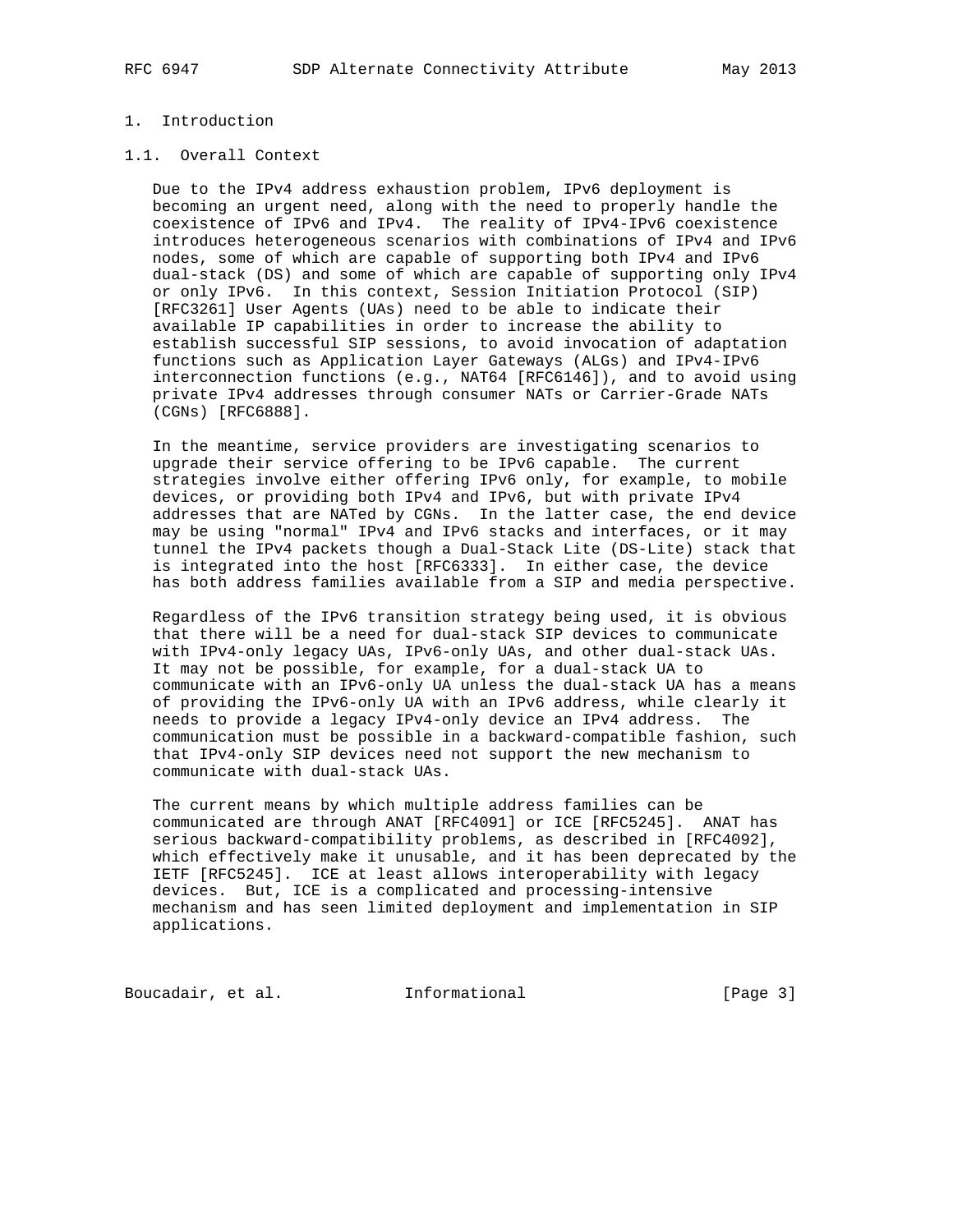# 1. Introduction

## 1.1. Overall Context

Due to the IPv4 address exhaustion problem, IPv6 deployment is becoming an urgent need, along with the need to properly handle the coexistence of IPv6 and IPv4. The reality of IPv4-IPv6 coexistence introduces heterogeneous scenarios with combinations of IPv4 and IPv6 nodes, some of which are capable of supporting both IPv4 and IPv6 dual-stack (DS) and some of which are capable of supporting only IPv4 or only IPv6. In this context, Session Initiation Protocol (SIP) [RFC3261] User Agents (UAs) need to be able to indicate their available IP capabilities in order to increase the ability to establish successful SIP sessions, to avoid invocation of adaptation functions such as Application Layer Gateways (ALGs) and IPv4-IPv6 interconnection functions (e.g., NAT64 [RFC6146]), and to avoid using private IPv4 addresses through consumer NATs or Carrier-Grade NATs (CGNs) [RFC6888].

In the meantime, service providers are investigating scenarios to upgrade their service offering to be IPv6 capable. The current strategies involve either offering IPv6 only, for example, to mobile devices, or providing both IPv4 and IPv6, but with private IPv4 addresses that are NATed by CGNs. In the latter case, the end device may be using "normal" IPv4 and IPv6 stacks and interfaces, or it may tunnel the IPv4 packets though a Dual-Stack Lite (DS-Lite) stack that is integrated into the host [RFC6333]. In either case, the device has both address families available from a SIP and media perspective.

Regardless of the IPv6 transition strategy being used, it is obvious that there will be a need for dual-stack SIP devices to communicate with IPv4-only legacy UAs, IPv6-only UAs, and other dual-stack UAs. It may not be possible, for example, for a dual-stack UA to communicate with an IPv6-only UA unless the dual-stack UA has a means of providing the IPv6-only UA with an IPv6 address, while clearly it needs to provide a legacy IPv4-only device an IPv4 address. The communication must be possible in a backward-compatible fashion, such that IPv4-only SIP devices need not support the new mechanism to communicate with dual-stack UAs.

The current means by which multiple address families can be communicated are through ANAT [RFC4091] or ICE [RFC5245]. ANAT has serious backward-compatibility problems, as described in [RFC4092], which effectively make it unusable, and it has been deprecated by the IETF [RFC5245]. ICE at least allows interoperability with legacy devices. But, ICE is a complicated and processing-intensive mechanism and has seen limited deployment and implementation in SIP applications.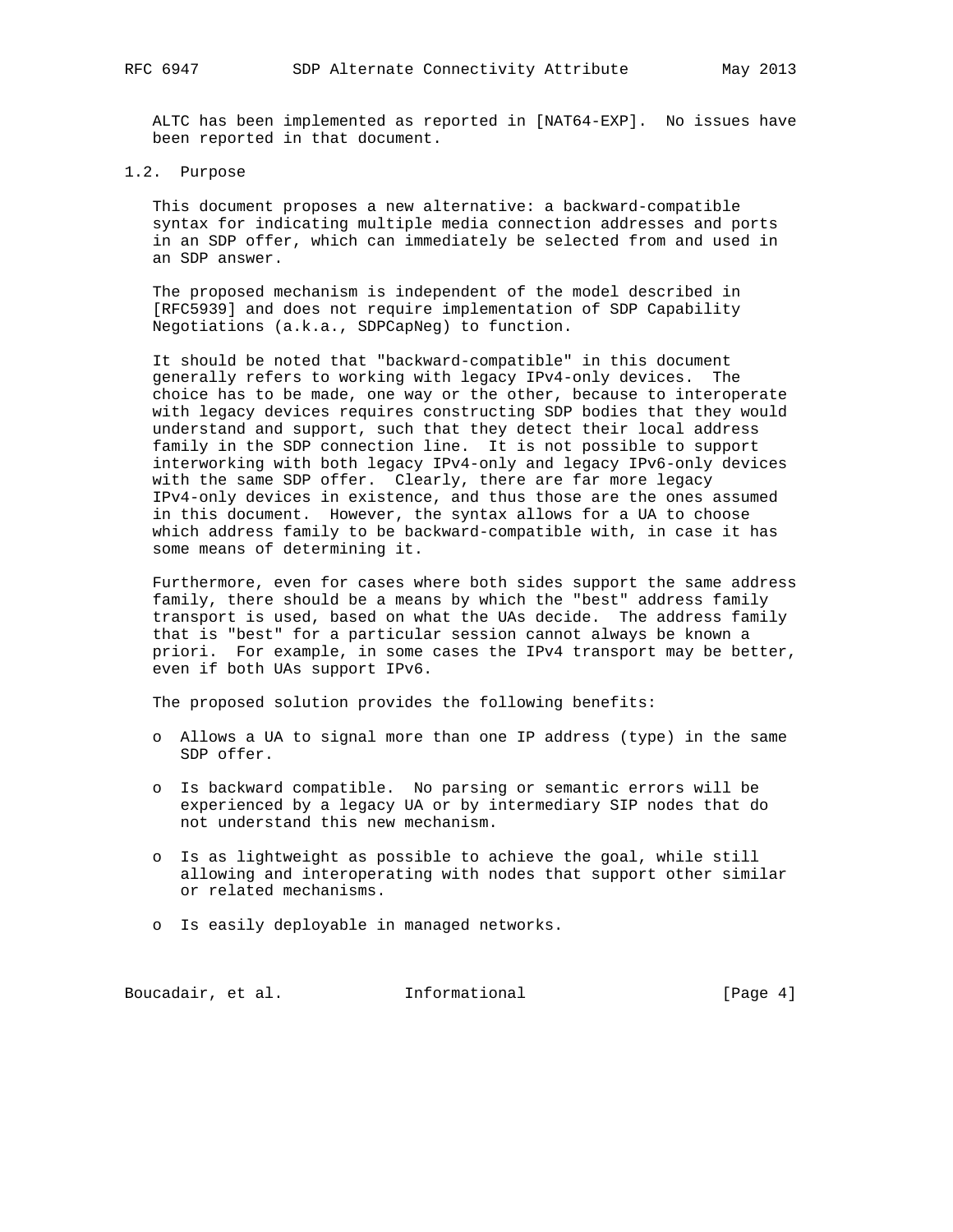ALTC has been implemented as reported in [NAT64-EXP]. No issues have been reported in that document.

## 1.2. Purpose

This document proposes a new alternative: a backward-compatible syntax for indicating multiple media connection addresses and ports in an SDP offer, which can immediately be selected from and used in an SDP answer.

The proposed mechanism is independent of the model described in [RFC5939] and does not require implementation of SDP Capability Negotiations (a.k.a., SDPCapNeg) to function.

It should be noted that "backward-compatible" in this document generally refers to working with legacy IPv4-only devices. The choice has to be made, one way or the other, because to interoperate with legacy devices requires constructing SDP bodies that they would understand and support, such that they detect their local address family in the SDP connection line. It is not possible to support interworking with both legacy IPv4-only and legacy IPv6-only devices with the same SDP offer. Clearly, there are far more legacy IPv4-only devices in existence, and thus those are the ones assumed in this document. However, the syntax allows for a UA to choose which address family to be backward-compatible with, in case it has some means of determining it.

Furthermore, even for cases where both sides support the same address family, there should be a means by which the "best" address family transport is used, based on what the UAs decide. The address family that is "best" for a particular session cannot always be known a priori. For example, in some cases the IPv4 transport may be better, even if both UAs support IPv6.

The proposed solution provides the following benefits:

- Allows a UA to signal more than one IP address (type) in the same SDP offer.
- Is backward compatible. No parsing or semantic errors will be experienced by a legacy UA or by intermediary SIP nodes that do not understand this new mechanism.
- Is as lightweight as possible to achieve the goal, while still allowing and interoperating with nodes that support other similar or related mechanisms.
- Is easily deployable in managed networks.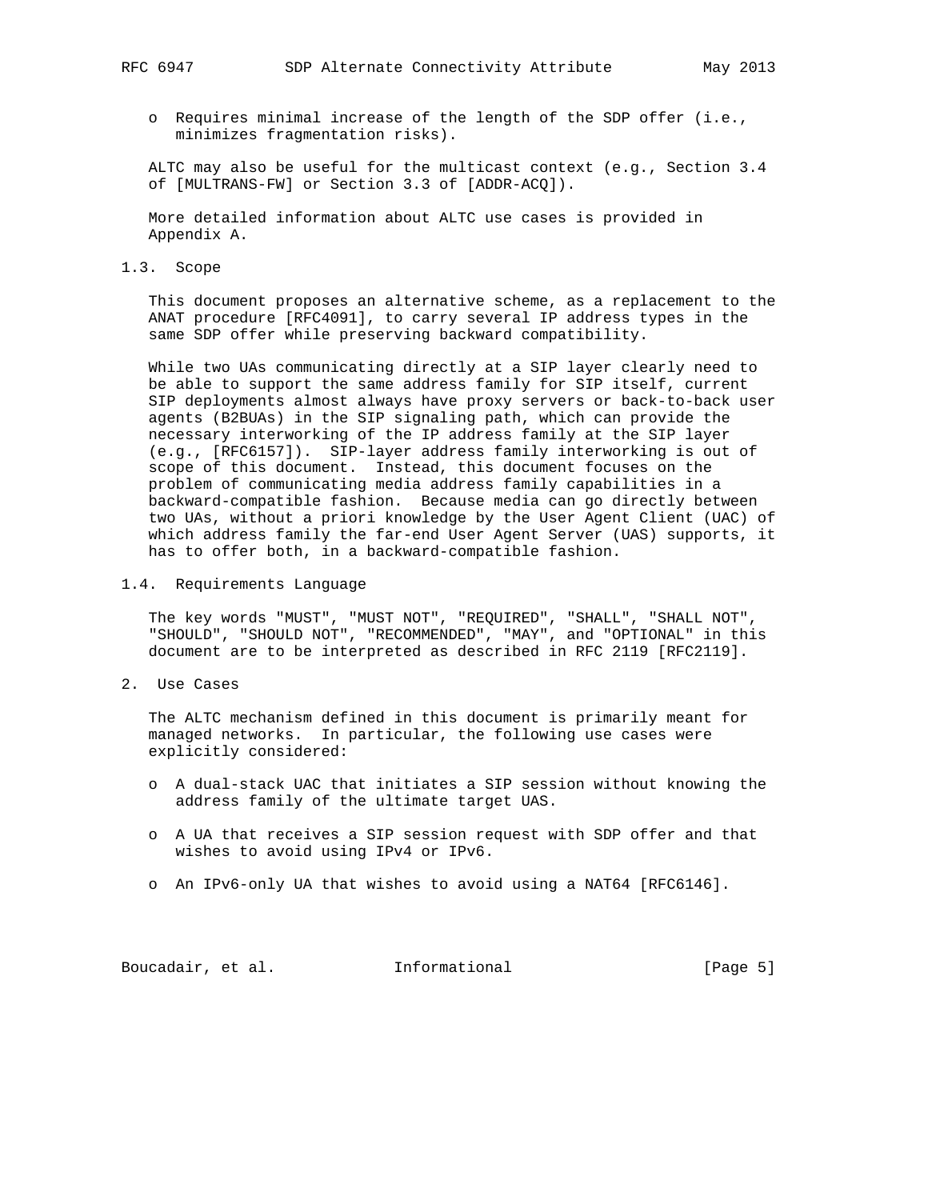- Requires minimal increase of the length of the SDP offer (i.e., minimizes fragmentation risks).

ALTC may also be useful for the multicast context (e.g., Section 3.4 of [MULTRANS-FW] or Section 3.3 of [ADDR-ACQ]).

More detailed information about ALTC use cases is provided in Appendix A.

## 1.3. Scope

This document proposes an alternative scheme, as a replacement to the ANAT procedure [RFC4091], to carry several IP address types in the same SDP offer while preserving backward compatibility.

While two UAs communicating directly at a SIP layer clearly need to be able to support the same address family for SIP itself, current SIP deployments almost always have proxy servers or back-to-back user agents (B2BUAs) in the SIP signaling path, which can provide the necessary interworking of the IP address family at the SIP layer (e.g., [RFC6157]). SIP-layer address family interworking is out of scope of this document. Instead, this document focuses on the problem of communicating media address family capabilities in a backward-compatible fashion. Because media can go directly between two UAs, without a priori knowledge by the User Agent Client (UAC) of which address family the far-end User Agent Server (UAS) supports, it has to offer both, in a backward-compatible fashion.

## 1.4. Requirements Language

The key words "MUST", "MUST NOT", "REQUIRED", "SHALL", "SHALL NOT", "SHOULD", "SHOULD NOT", "RECOMMENDED", "MAY", and "OPTIONAL" in this document are to be interpreted as described in RFC 2119 [RFC2119].

# 2. Use Cases

The ALTC mechanism defined in this document is primarily meant for managed networks. In particular, the following use cases were explicitly considered:

- A dual-stack UAC that initiates a SIP session without knowing the address family of the ultimate target UAS.
- A UA that receives a SIP session request with SDP offer and that wishes to avoid using IPv4 or IPv6.
- An IPv6-only UA that wishes to avoid using a NAT64 [RFC6146].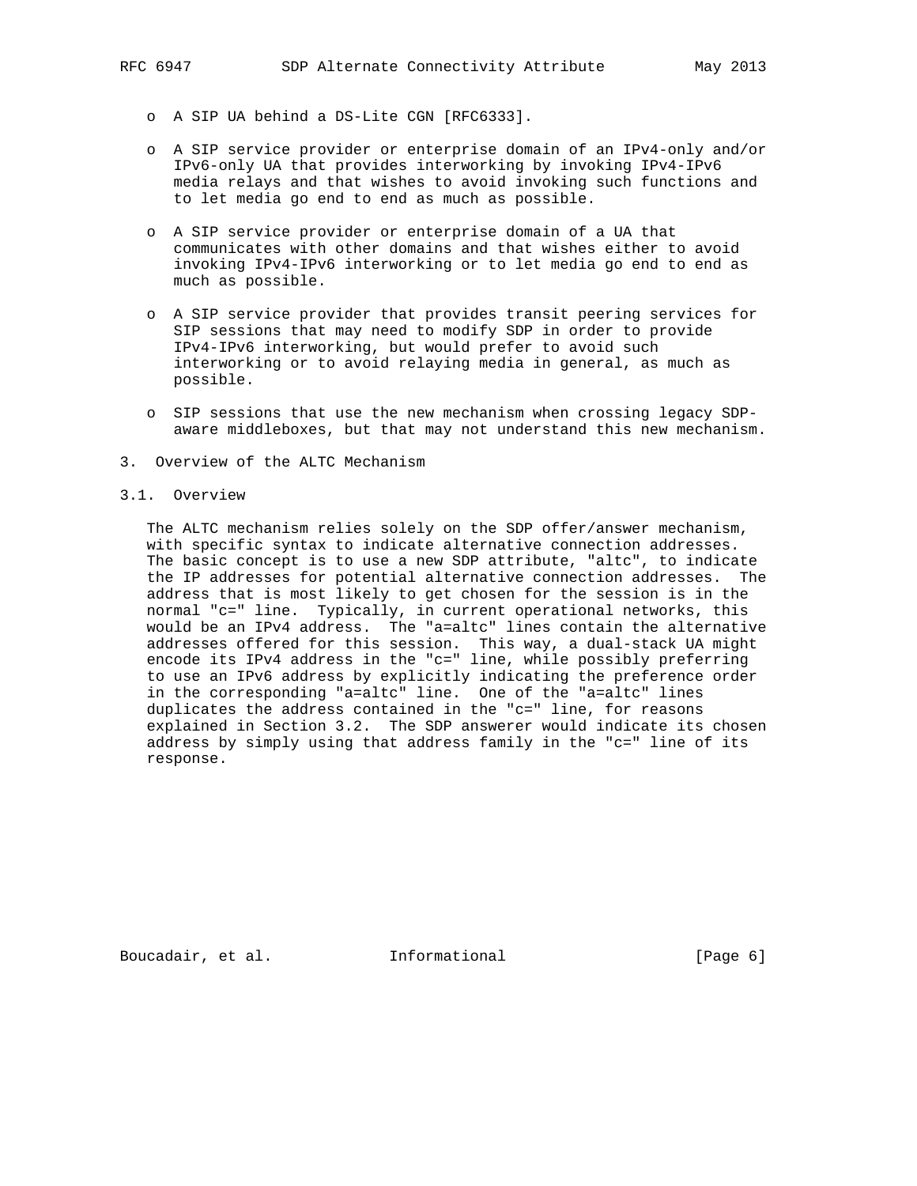- A SIP UA behind a DS-Lite CGN [RFC6333].
- A SIP service provider or enterprise domain of an IPv4-only and/or IPv6-only UA that provides interworking by invoking IPv4-IPv6 media relays and that wishes to avoid invoking such functions and to let media go end to end as much as possible.
- A SIP service provider or enterprise domain of a UA that communicates with other domains and that wishes either to avoid invoking IPv4-IPv6 interworking or to let media go end to end as much as possible.
- A SIP service provider that provides transit peering services for SIP sessions that may need to modify SDP in order to provide IPv4-IPv6 interworking, but would prefer to avoid such interworking or to avoid relaying media in general, as much as possible.
- SIP sessions that use the new mechanism when crossing legacy SDP-aware middleboxes, but that may not understand this new mechanism.

## 3. Overview of the ALTC Mechanism

### 3.1. Overview

The ALTC mechanism relies solely on the SDP offer/answer mechanism, with specific syntax to indicate alternative connection addresses. The basic concept is to use a new SDP attribute, "altc", to indicate the IP addresses for potential alternative connection addresses. The address that is most likely to get chosen for the session is in the normal "c=" line. Typically, in current operational networks, this would be an IPv4 address. The "a=altc" lines contain the alternative addresses offered for this session. This way, a dual-stack UA might encode its IPv4 address in the "c=" line, while possibly preferring to use an IPv6 address by explicitly indicating the preference order in the corresponding "a=altc" line. One of the "a=altc" lines duplicates the address contained in the "c=" line, for reasons explained in Section 3.2. The SDP answerer would indicate its chosen address by simply using that address family in the "c=" line of its response.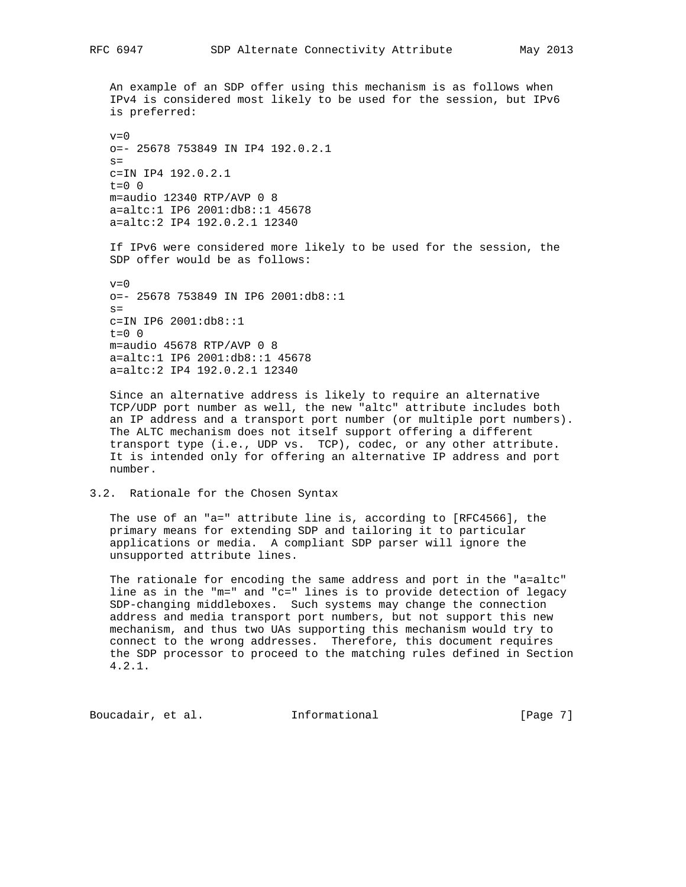An example of an SDP offer using this mechanism is as follows when IPv4 is considered most likely to be used for the session, but IPv6 is preferred:

```
v=0
o=- 25678 753849 IN IP4 192.0.2.1
s=
c=IN IP4 192.0.2.1
t=0 0
m=audio 12340 RTP/AVP 0 8
a=altc:1 IP6 2001:db8::1 45678
a=altc:2 IP4 192.0.2.1 12340
```

If IPv6 were considered more likely to be used for the session, the SDP offer would be as follows:

```
v=0
o=- 25678 753849 IN IP6 2001:db8::1
s=
c=IN IP6 2001:db8::1
t=0 0
m=audio 45678 RTP/AVP 0 8
a=altc:1 IP6 2001:db8::1 45678
a=altc:2 IP4 192.0.2.1 12340
```

Since an alternative address is likely to require an alternative TCP/UDP port number as well, the new "altc" attribute includes both an IP address and a transport port number (or multiple port numbers). The ALTC mechanism does not itself support offering a different transport type (i.e., UDP vs. TCP), codec, or any other attribute. It is intended only for offering an alternative IP address and port number.

## 3.2. Rationale for the Chosen Syntax

The use of an "a=" attribute line is, according to [RFC4566], the primary means for extending SDP and tailoring it to particular applications or media. A compliant SDP parser will ignore the unsupported attribute lines.

The rationale for encoding the same address and port in the "a=altc" line as in the "m=" and "c=" lines is to provide detection of legacy SDP-changing middleboxes. Such systems may change the connection address and media transport port numbers, but not support this new mechanism, and thus two UAs supporting this mechanism would try to connect to the wrong addresses. Therefore, this document requires the SDP processor to proceed to the matching rules defined in Section 4.2.1.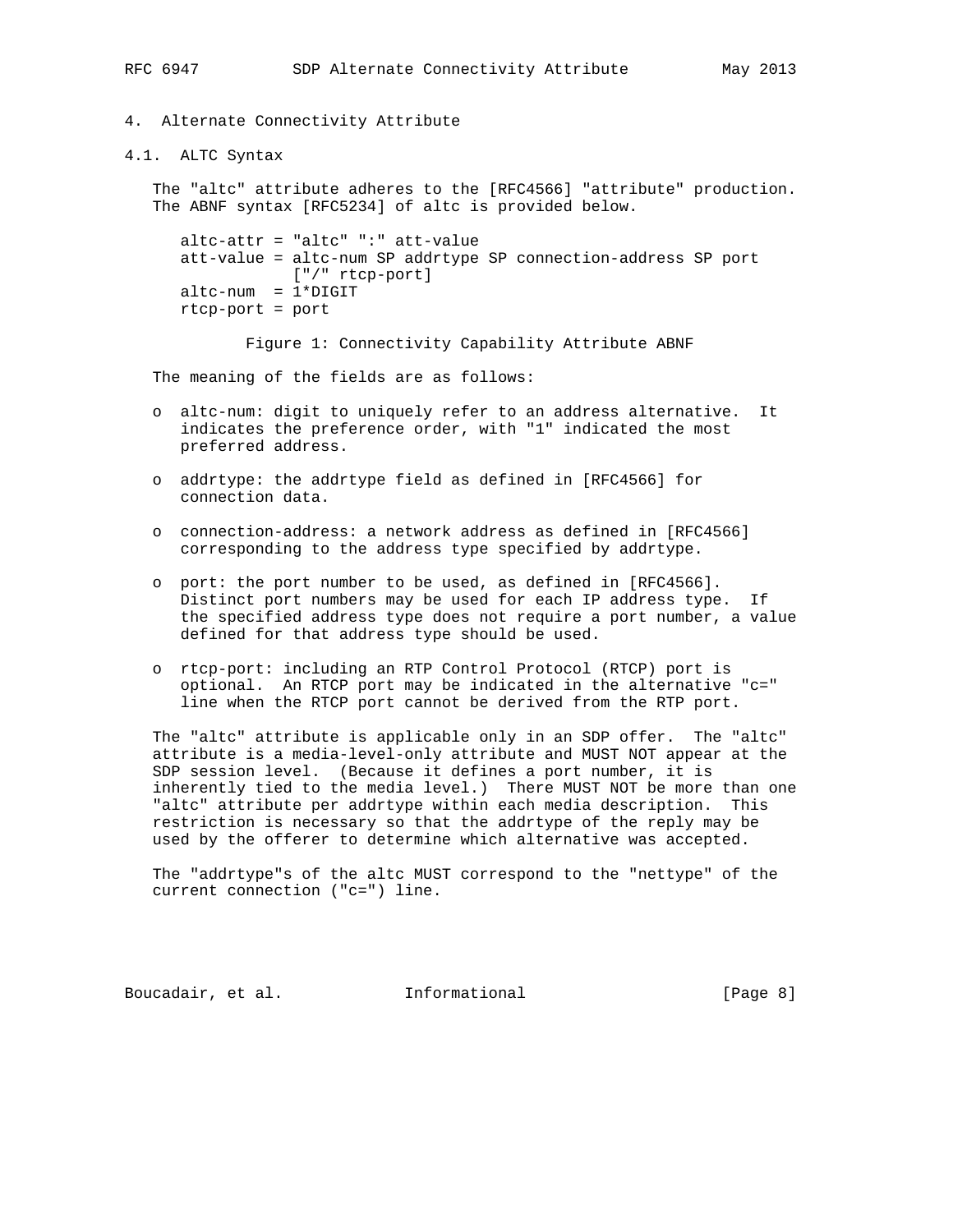# 4. Alternate Connectivity Attribute

## 4.1. ALTC Syntax

The "altc" attribute adheres to the [RFC4566] "attribute" production. The ABNF syntax [RFC5234] of altc is provided below.

```
altc-attr = "altc" ":" att-value
att-value = altc-num SP addrtype SP connection-address SP port
            ["/" rtcp-port]
altc-num  = 1*DIGIT
rtcp-port = port
```

Figure 1: Connectivity Capability Attribute ABNF

The meaning of the fields are as follows:

- altc-num: digit to uniquely refer to an address alternative. It indicates the preference order, with "1" indicated the most preferred address.
- addrtype: the addrtype field as defined in [RFC4566] for connection data.
- connection-address: a network address as defined in [RFC4566] corresponding to the address type specified by addrtype.
- port: the port number to be used, as defined in [RFC4566]. Distinct port numbers may be used for each IP address type. If the specified address type does not require a port number, a value defined for that address type should be used.
- rtcp-port: including an RTP Control Protocol (RTCP) port is optional. An RTCP port may be indicated in the alternative "c=" line when the RTCP port cannot be derived from the RTP port.

The "altc" attribute is applicable only in an SDP offer. The "altc" attribute is a media-level-only attribute and MUST NOT appear at the SDP session level. (Because it defines a port number, it is inherently tied to the media level.) There MUST NOT be more than one "altc" attribute per addrtype within each media description. This restriction is necessary so that the addrtype of the reply may be used by the offerer to determine which alternative was accepted.

The "addrtype"s of the altc MUST correspond to the "nettype" of the current connection ("c=") line.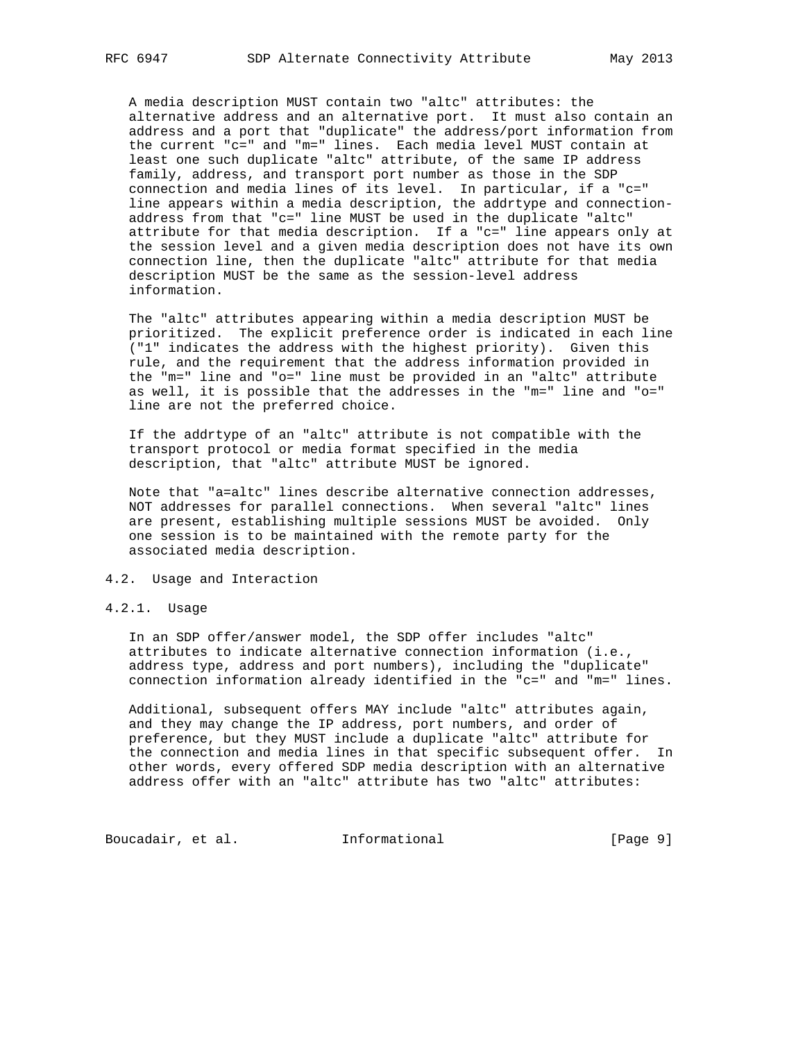A media description MUST contain two "altc" attributes: the alternative address and an alternative port. It must also contain an address and a port that "duplicate" the address/port information from the current "c=" and "m=" lines. Each media level MUST contain at least one such duplicate "altc" attribute, of the same IP address family, address, and transport port number as those in the SDP connection and media lines of its level. In particular, if a "c=" line appears within a media description, the addrtype and connection-address from that "c=" line MUST be used in the duplicate "altc" attribute for that media description. If a "c=" line appears only at the session level and a given media description does not have its own connection line, then the duplicate "altc" attribute for that media description MUST be the same as the session-level address information.

The "altc" attributes appearing within a media description MUST be prioritized. The explicit preference order is indicated in each line ("1" indicates the address with the highest priority). Given this rule, and the requirement that the address information provided in the "m=" line and "o=" line must be provided in an "altc" attribute as well, it is possible that the addresses in the "m=" line and "o=" line are not the preferred choice.

If the addrtype of an "altc" attribute is not compatible with the transport protocol or media format specified in the media description, that "altc" attribute MUST be ignored.

Note that "a=altc" lines describe alternative connection addresses, NOT addresses for parallel connections. When several "altc" lines are present, establishing multiple sessions MUST be avoided. Only one session is to be maintained with the remote party for the associated media description.

### 4.2. Usage and Interaction

#### 4.2.1. Usage

In an SDP offer/answer model, the SDP offer includes "altc" attributes to indicate alternative connection information (i.e., address type, address and port numbers), including the "duplicate" connection information already identified in the "c=" and "m=" lines.

Additional, subsequent offers MAY include "altc" attributes again, and they may change the IP address, port numbers, and order of preference, but they MUST include a duplicate "altc" attribute for the connection and media lines in that specific subsequent offer. In other words, every offered SDP media description with an alternative address offer with an "altc" attribute has two "altc" attributes: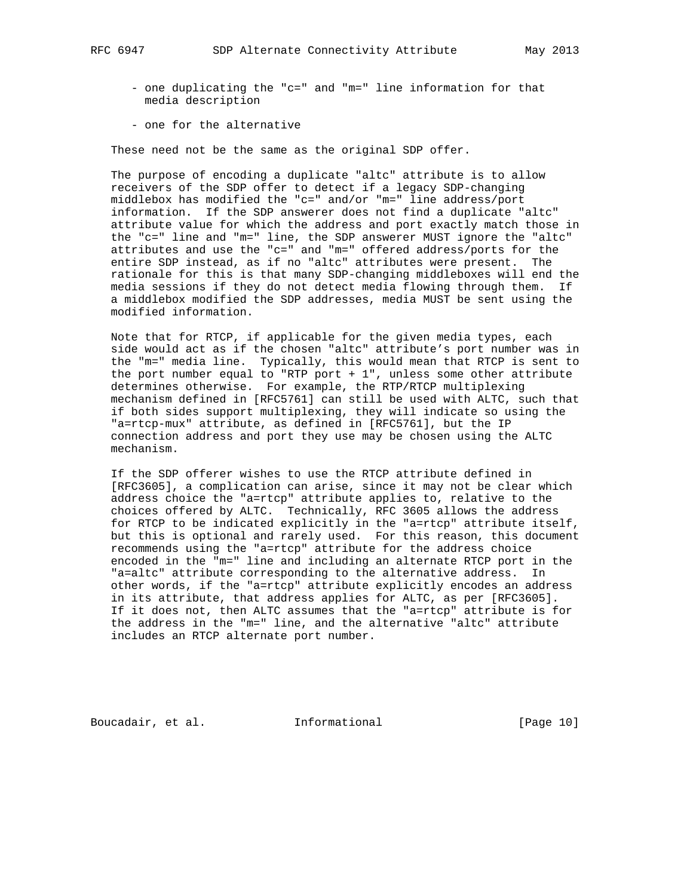- one duplicating the "c=" and "m=" line information for that media description

- one for the alternative

These need not be the same as the original SDP offer.

The purpose of encoding a duplicate "altc" attribute is to allow receivers of the SDP offer to detect if a legacy SDP-changing middlebox has modified the "c=" and/or "m=" line address/port information. If the SDP answerer does not find a duplicate "altc" attribute value for which the address and port exactly match those in the "c=" line and "m=" line, the SDP answerer MUST ignore the "altc" attributes and use the "c=" and "m=" offered address/ports for the entire SDP instead, as if no "altc" attributes were present. The rationale for this is that many SDP-changing middleboxes will end the media sessions if they do not detect media flowing through them. If a middlebox modified the SDP addresses, media MUST be sent using the modified information.

Note that for RTCP, if applicable for the given media types, each side would act as if the chosen "altc" attribute's port number was in the "m=" media line. Typically, this would mean that RTCP is sent to the port number equal to "RTP port + 1", unless some other attribute determines otherwise. For example, the RTP/RTCP multiplexing mechanism defined in [RFC5761] can still be used with ALTC, such that if both sides support multiplexing, they will indicate so using the "a=rtcp-mux" attribute, as defined in [RFC5761], but the IP connection address and port they use may be chosen using the ALTC mechanism.

If the SDP offerer wishes to use the RTCP attribute defined in [RFC3605], a complication can arise, since it may not be clear which address choice the "a=rtcp" attribute applies to, relative to the choices offered by ALTC. Technically, RFC 3605 allows the address for RTCP to be indicated explicitly in the "a=rtcp" attribute itself, but this is optional and rarely used. For this reason, this document recommends using the "a=rtcp" attribute for the address choice encoded in the "m=" line and including an alternate RTCP port in the "a=altc" attribute corresponding to the alternative address. In other words, if the "a=rtcp" attribute explicitly encodes an address in its attribute, that address applies for ALTC, as per [RFC3605]. If it does not, then ALTC assumes that the "a=rtcp" attribute is for the address in the "m=" line, and the alternative "altc" attribute includes an RTCP alternate port number.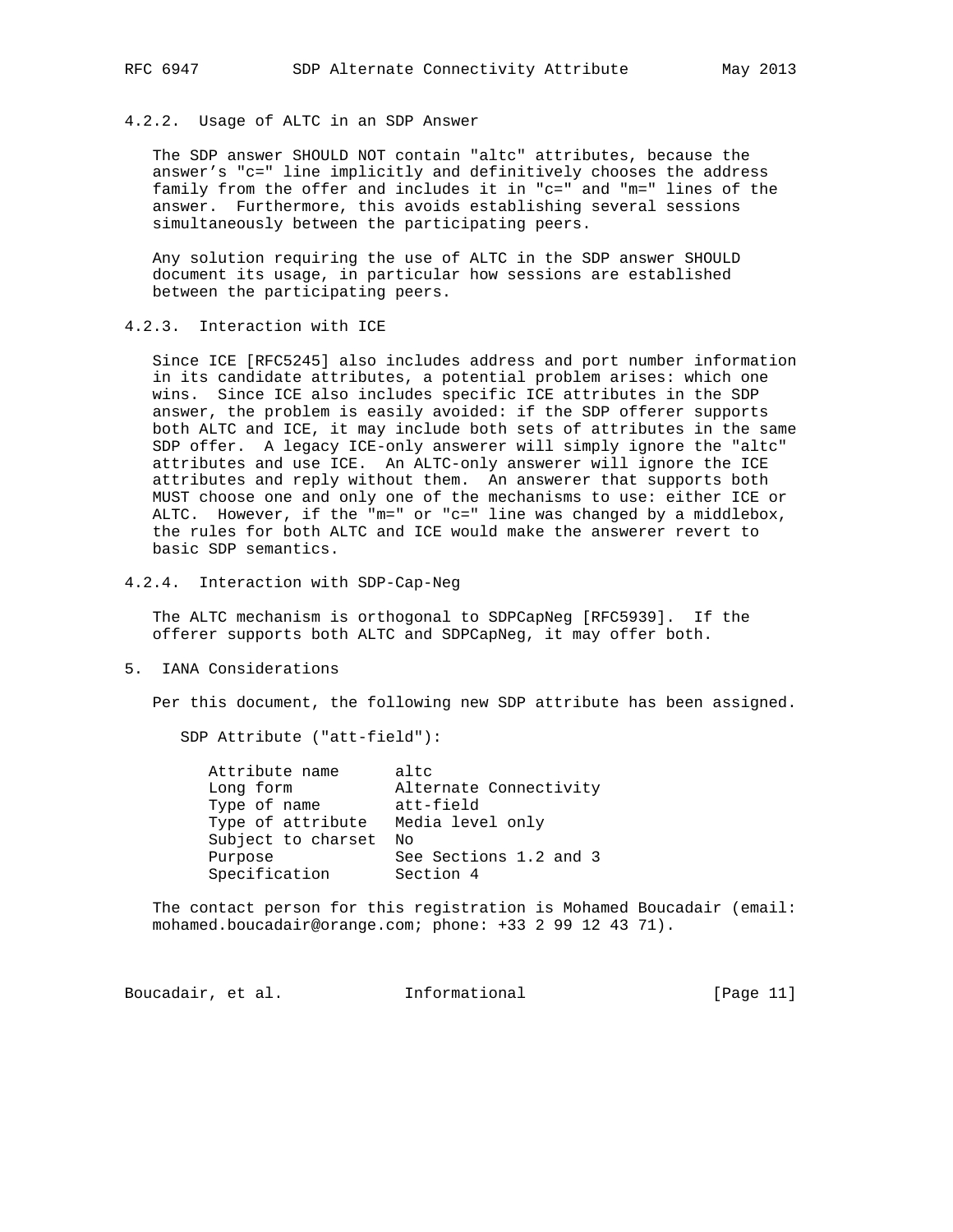#### 4.2.2. Usage of ALTC in an SDP Answer

The SDP answer SHOULD NOT contain "altc" attributes, because the answer's "c=" line implicitly and definitively chooses the address family from the offer and includes it in "c=" and "m=" lines of the answer. Furthermore, this avoids establishing several sessions simultaneously between the participating peers.

Any solution requiring the use of ALTC in the SDP answer SHOULD document its usage, in particular how sessions are established between the participating peers.

#### 4.2.3. Interaction with ICE

Since ICE [RFC5245] also includes address and port number information in its candidate attributes, a potential problem arises: which one wins. Since ICE also includes specific ICE attributes in the SDP answer, the problem is easily avoided: if the SDP offerer supports both ALTC and ICE, it may include both sets of attributes in the same SDP offer. A legacy ICE-only answerer will simply ignore the "altc" attributes and use ICE. An ALTC-only answerer will ignore the ICE attributes and reply without them. An answerer that supports both MUST choose one and only one of the mechanisms to use: either ICE or ALTC. However, if the "m=" or "c=" line was changed by a middlebox, the rules for both ALTC and ICE would make the answerer revert to basic SDP semantics.

#### 4.2.4. Interaction with SDP-Cap-Neg

The ALTC mechanism is orthogonal to SDPCapNeg [RFC5939]. If the offerer supports both ALTC and SDPCapNeg, it may offer both.

## 5. IANA Considerations

Per this document, the following new SDP attribute has been assigned.

SDP Attribute ("att-field"):

```
Attribute name      altc
Long form           Alternate Connectivity
Type of name        att-field
Type of attribute   Media level only
Subject to charset  No
Purpose             See Sections 1.2 and 3
Specification       Section 4
```

The contact person for this registration is Mohamed Boucadair (email: mohamed.boucadair@orange.com; phone: +33 2 99 12 43 71).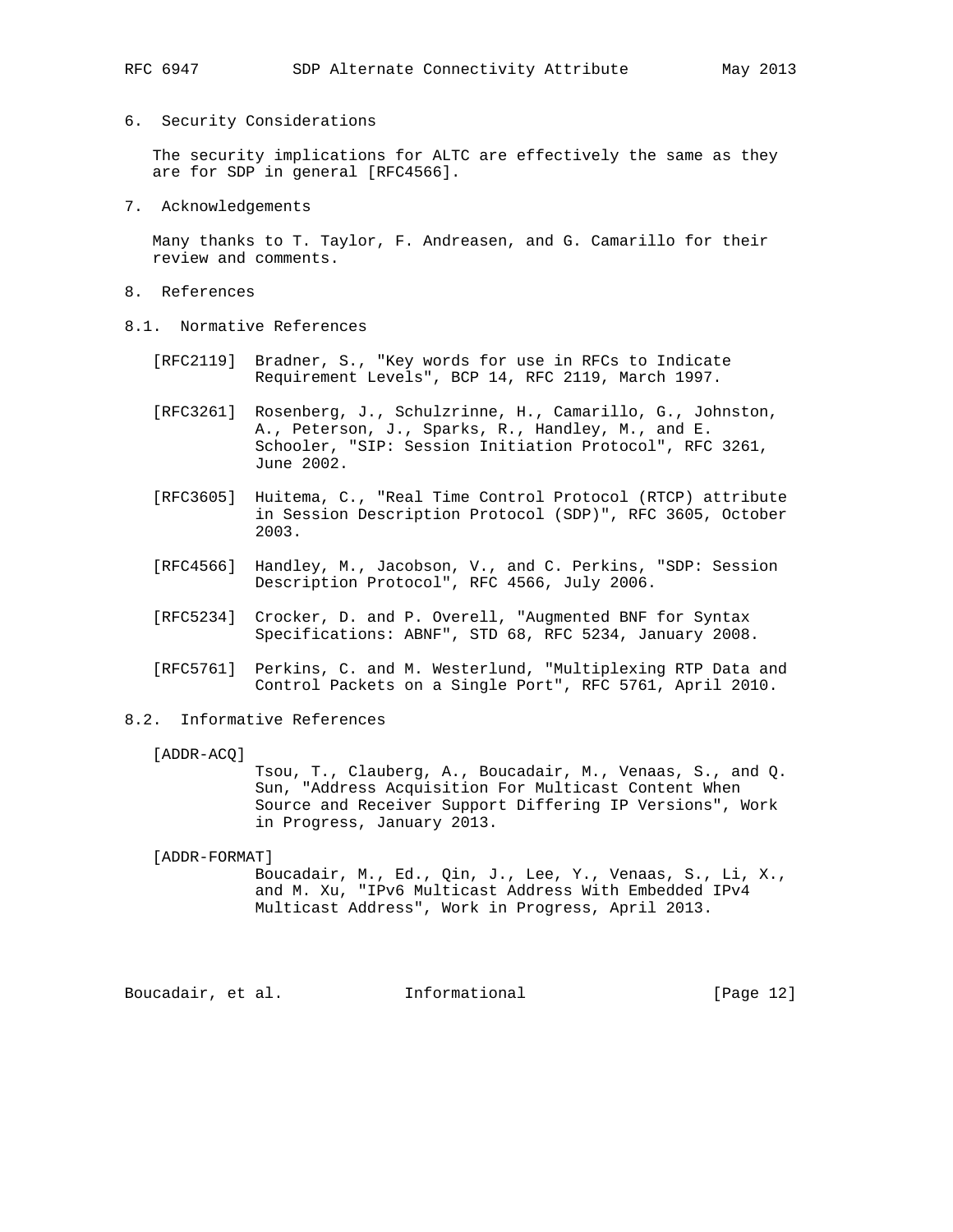## 6. Security Considerations

The security implications for ALTC are effectively the same as they are for SDP in general [RFC4566].

## 7. Acknowledgements

Many thanks to T. Taylor, F. Andreasen, and G. Camarillo for their review and comments.

## 8. References

### 8.1. Normative References

[RFC2119] Bradner, S., "Key words for use in RFCs to Indicate Requirement Levels", BCP 14, RFC 2119, March 1997.

[RFC3261] Rosenberg, J., Schulzrinne, H., Camarillo, G., Johnston, A., Peterson, J., Sparks, R., Handley, M., and E. Schooler, "SIP: Session Initiation Protocol", RFC 3261, June 2002.

[RFC3605] Huitema, C., "Real Time Control Protocol (RTCP) attribute in Session Description Protocol (SDP)", RFC 3605, October 2003.

[RFC4566] Handley, M., Jacobson, V., and C. Perkins, "SDP: Session Description Protocol", RFC 4566, July 2006.

[RFC5234] Crocker, D. and P. Overell, "Augmented BNF for Syntax Specifications: ABNF", STD 68, RFC 5234, January 2008.

[RFC5761] Perkins, C. and M. Westerlund, "Multiplexing RTP Data and Control Packets on a Single Port", RFC 5761, April 2010.

### 8.2. Informative References

[ADDR-ACQ]
Tsou, T., Clauberg, A., Boucadair, M., Venaas, S., and Q. Sun, "Address Acquisition For Multicast Content When Source and Receiver Support Differing IP Versions", Work in Progress, January 2013.

[ADDR-FORMAT]
Boucadair, M., Ed., Qin, J., Lee, Y., Venaas, S., Li, X., and M. Xu, "IPv6 Multicast Address With Embedded IPv4 Multicast Address", Work in Progress, April 2013.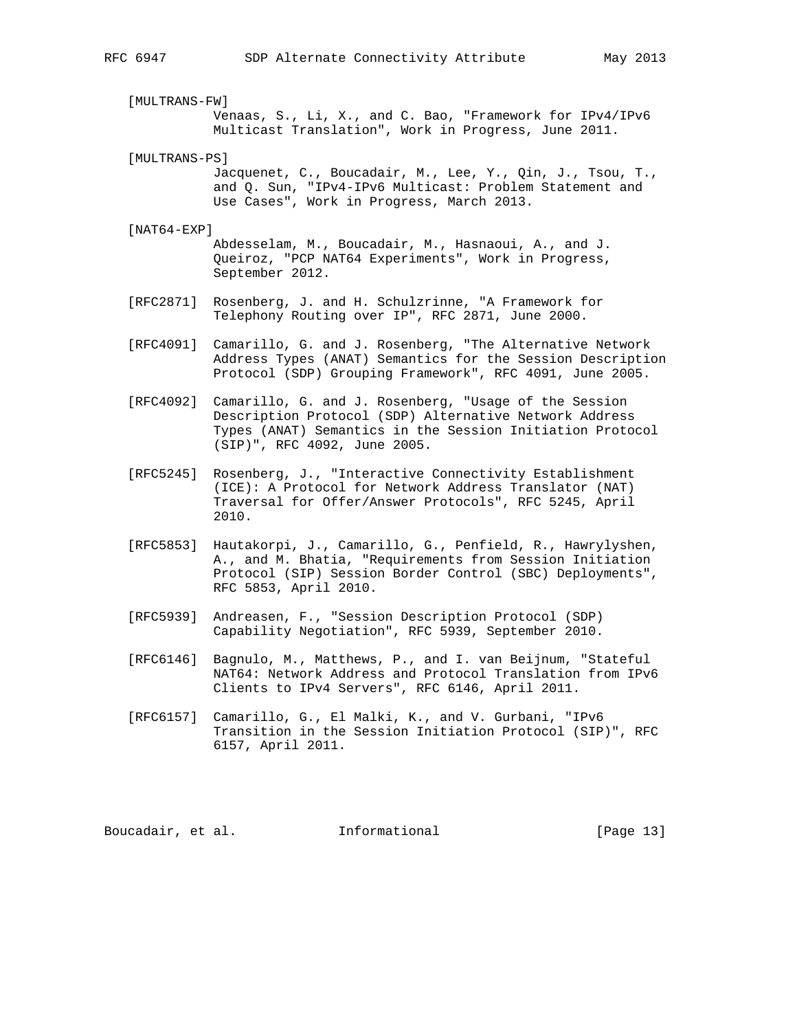[MULTRANS-FW]
Venaas, S., Li, X., and C. Bao, "Framework for IPv4/IPv6 Multicast Translation", Work in Progress, June 2011.

[MULTRANS-PS]
Jacquenet, C., Boucadair, M., Lee, Y., Qin, J., Tsou, T., and Q. Sun, "IPv4-IPv6 Multicast: Problem Statement and Use Cases", Work in Progress, March 2013.

[NAT64-EXP]
Abdesselam, M., Boucadair, M., Hasnaoui, A., and J. Queiroz, "PCP NAT64 Experiments", Work in Progress, September 2012.

[RFC2871] Rosenberg, J. and H. Schulzrinne, "A Framework for Telephony Routing over IP", RFC 2871, June 2000.

[RFC4091] Camarillo, G. and J. Rosenberg, "The Alternative Network Address Types (ANAT) Semantics for the Session Description Protocol (SDP) Grouping Framework", RFC 4091, June 2005.

[RFC4092] Camarillo, G. and J. Rosenberg, "Usage of the Session Description Protocol (SDP) Alternative Network Address Types (ANAT) Semantics in the Session Initiation Protocol (SIP)", RFC 4092, June 2005.

[RFC5245] Rosenberg, J., "Interactive Connectivity Establishment (ICE): A Protocol for Network Address Translator (NAT) Traversal for Offer/Answer Protocols", RFC 5245, April 2010.

[RFC5853] Hautakorpi, J., Camarillo, G., Penfield, R., Hawrylyshen, A., and M. Bhatia, "Requirements from Session Initiation Protocol (SIP) Session Border Control (SBC) Deployments", RFC 5853, April 2010.

[RFC5939] Andreasen, F., "Session Description Protocol (SDP) Capability Negotiation", RFC 5939, September 2010.

[RFC6146] Bagnulo, M., Matthews, P., and I. van Beijnum, "Stateful NAT64: Network Address and Protocol Translation from IPv6 Clients to IPv4 Servers", RFC 6146, April 2011.

[RFC6157] Camarillo, G., El Malki, K., and V. Gurbani, "IPv6 Transition in the Session Initiation Protocol (SIP)", RFC 6157, April 2011.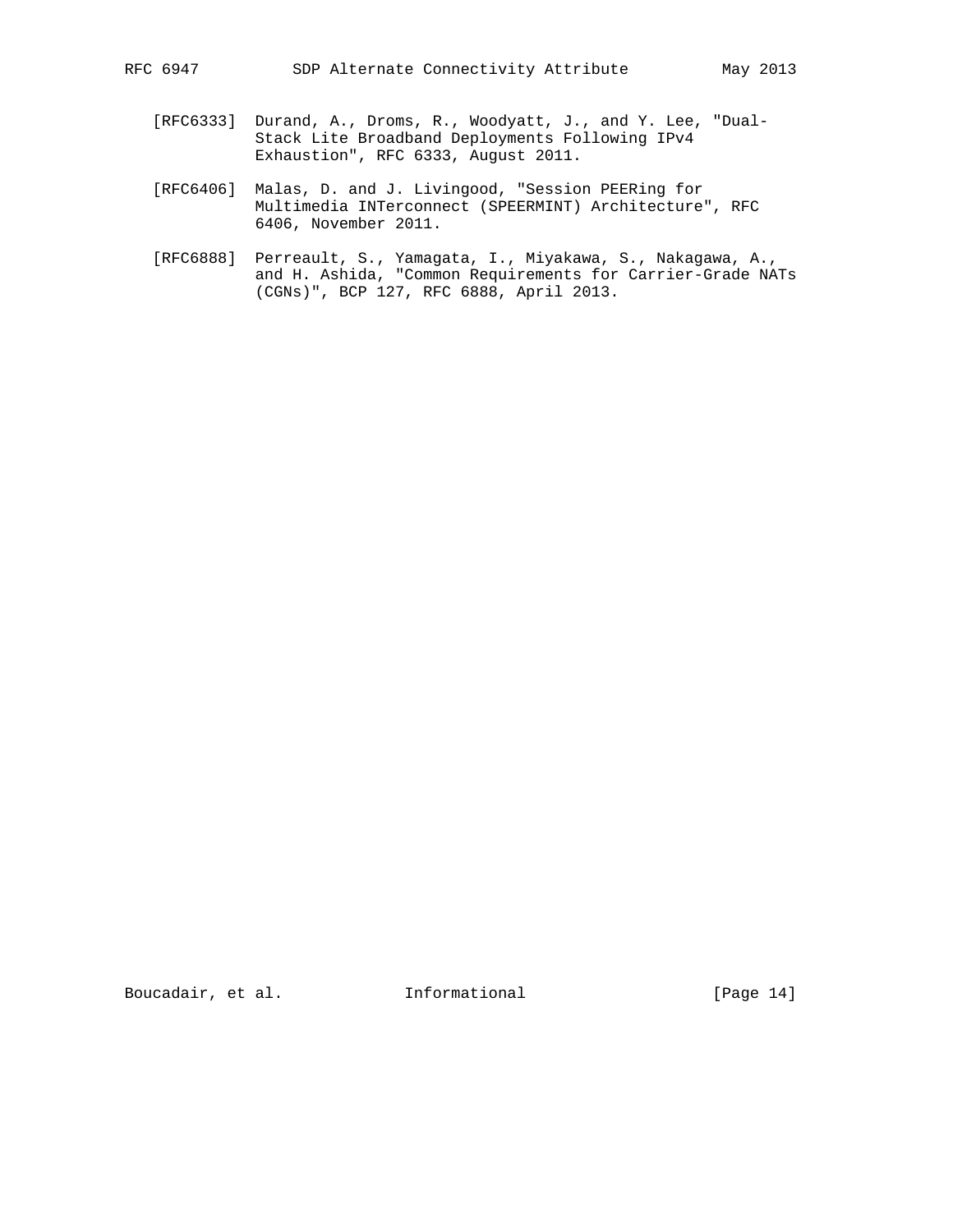[RFC6333] Durand, A., Droms, R., Woodyatt, J., and Y. Lee, "Dual-Stack Lite Broadband Deployments Following IPv4 Exhaustion", RFC 6333, August 2011.

[RFC6406] Malas, D. and J. Livingood, "Session PEERing for Multimedia INTerconnect (SPEERMINT) Architecture", RFC 6406, November 2011.

[RFC6888] Perreault, S., Yamagata, I., Miyakawa, S., Nakagawa, A., and H. Ashida, "Common Requirements for Carrier-Grade NATs (CGNs)", BCP 127, RFC 6888, April 2013.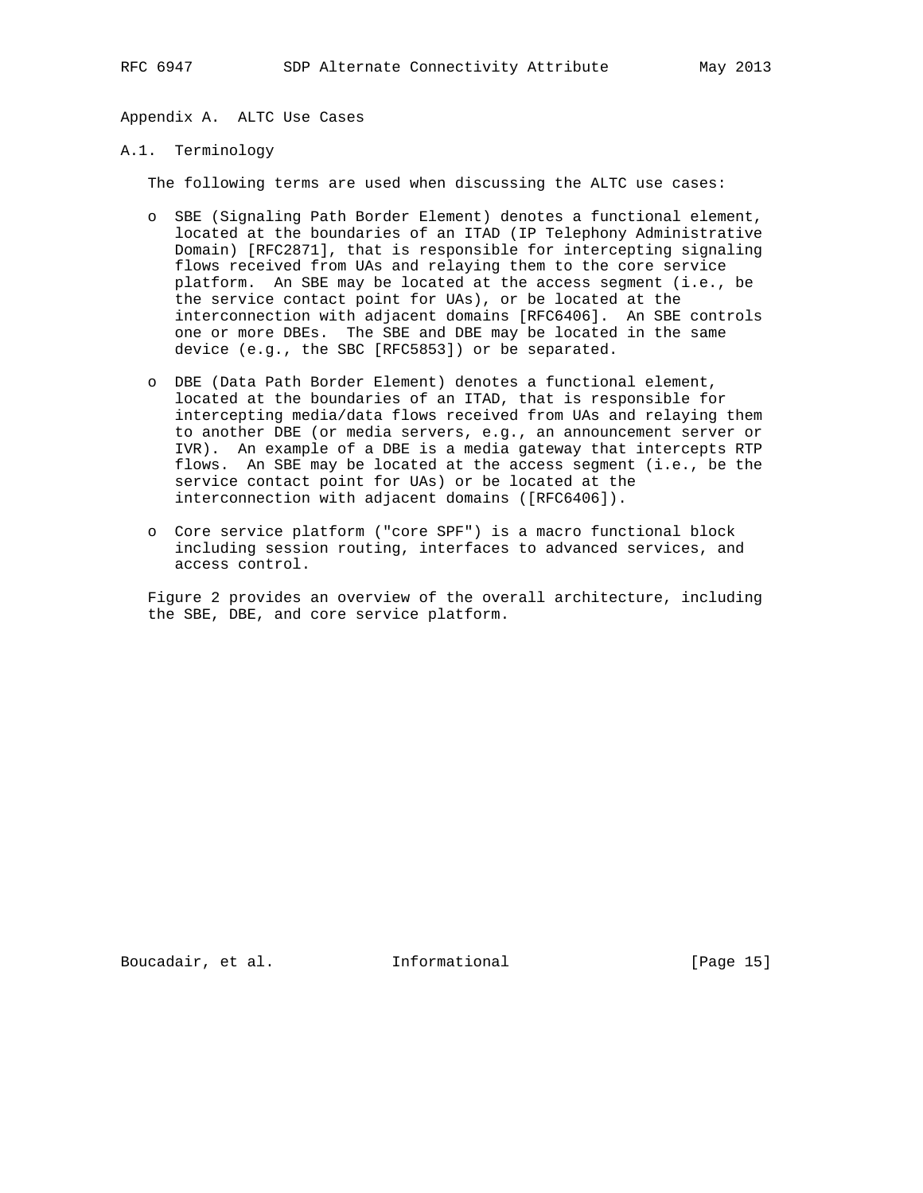# Appendix A. ALTC Use Cases

## A.1. Terminology

The following terms are used when discussing the ALTC use cases:

- SBE (Signaling Path Border Element) denotes a functional element, located at the boundaries of an ITAD (IP Telephony Administrative Domain) [RFC2871], that is responsible for intercepting signaling flows received from UAs and relaying them to the core service platform. An SBE may be located at the access segment (i.e., be the service contact point for UAs), or be located at the interconnection with adjacent domains [RFC6406]. An SBE controls one or more DBEs. The SBE and DBE may be located in the same device (e.g., the SBC [RFC5853]) or be separated.

- DBE (Data Path Border Element) denotes a functional element, located at the boundaries of an ITAD, that is responsible for intercepting media/data flows received from UAs and relaying them to another DBE (or media servers, e.g., an announcement server or IVR). An example of a DBE is a media gateway that intercepts RTP flows. An SBE may be located at the access segment (i.e., be the service contact point for UAs) or be located at the interconnection with adjacent domains ([RFC6406]).

- Core service platform ("core SPF") is a macro functional block including session routing, interfaces to advanced services, and access control.

Figure 2 provides an overview of the overall architecture, including the SBE, DBE, and core service platform.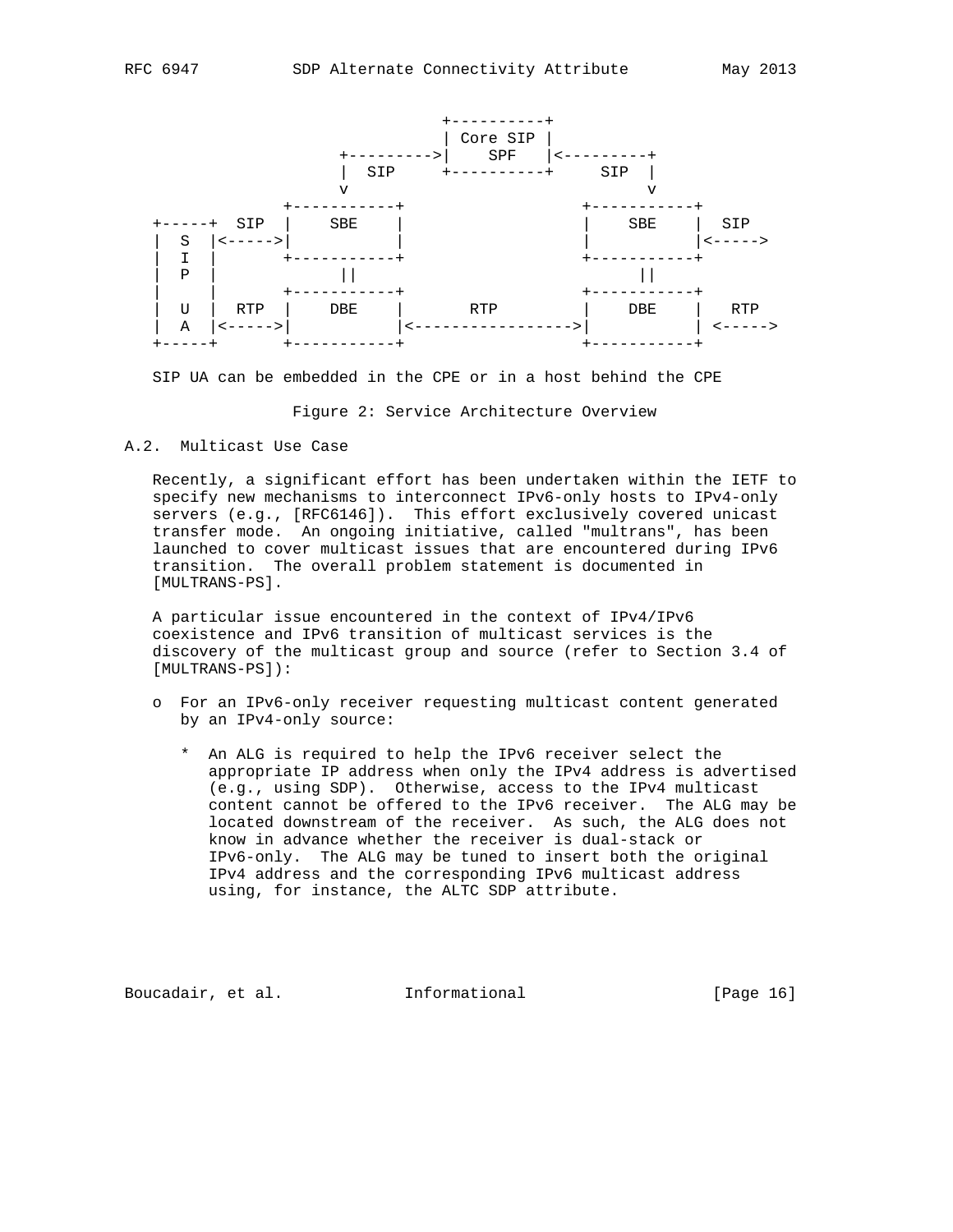```
                            +----------+
                            | Core SIP |
                  +--------->|   SPF    |<---------+
                  |  SIP    +----------+     SIP  |
                  v                               v
            +-----------+                   +-----------+
+-----+  SIP  |    SBE    |                   |    SBE    |  SIP
|  S  |<----->|           |                   |           |<----->
|  I  |       +-----------+                   +-----------+
|  P  |            ||                              ||
|     |       +-----------+                   +-----------+
|  U  |  RTP  |    DBE    |       RTP         |    DBE    |  RTP
|  A  |<----->|           |<----------------->|           | <----->
+-----+       +-----------+                   +-----------+

SIP UA can be embedded in the CPE or in a host behind the CPE
```

Figure 2: Service Architecture Overview

## A.2. Multicast Use Case

Recently, a significant effort has been undertaken within the IETF to specify new mechanisms to interconnect IPv6-only hosts to IPv4-only servers (e.g., [RFC6146]). This effort exclusively covered unicast transfer mode. An ongoing initiative, called "multrans", has been launched to cover multicast issues that are encountered during IPv6 transition. The overall problem statement is documented in [MULTRANS-PS].

A particular issue encountered in the context of IPv4/IPv6 coexistence and IPv6 transition of multicast services is the discovery of the multicast group and source (refer to Section 3.4 of [MULTRANS-PS]):

- For an IPv6-only receiver requesting multicast content generated by an IPv4-only source:
  - An ALG is required to help the IPv6 receiver select the appropriate IP address when only the IPv4 address is advertised (e.g., using SDP). Otherwise, access to the IPv4 multicast content cannot be offered to the IPv6 receiver. The ALG may be located downstream of the receiver. As such, the ALG does not know in advance whether the receiver is dual-stack or IPv6-only. The ALG may be tuned to insert both the original IPv4 address and the corresponding IPv6 multicast address using, for instance, the ALTC SDP attribute.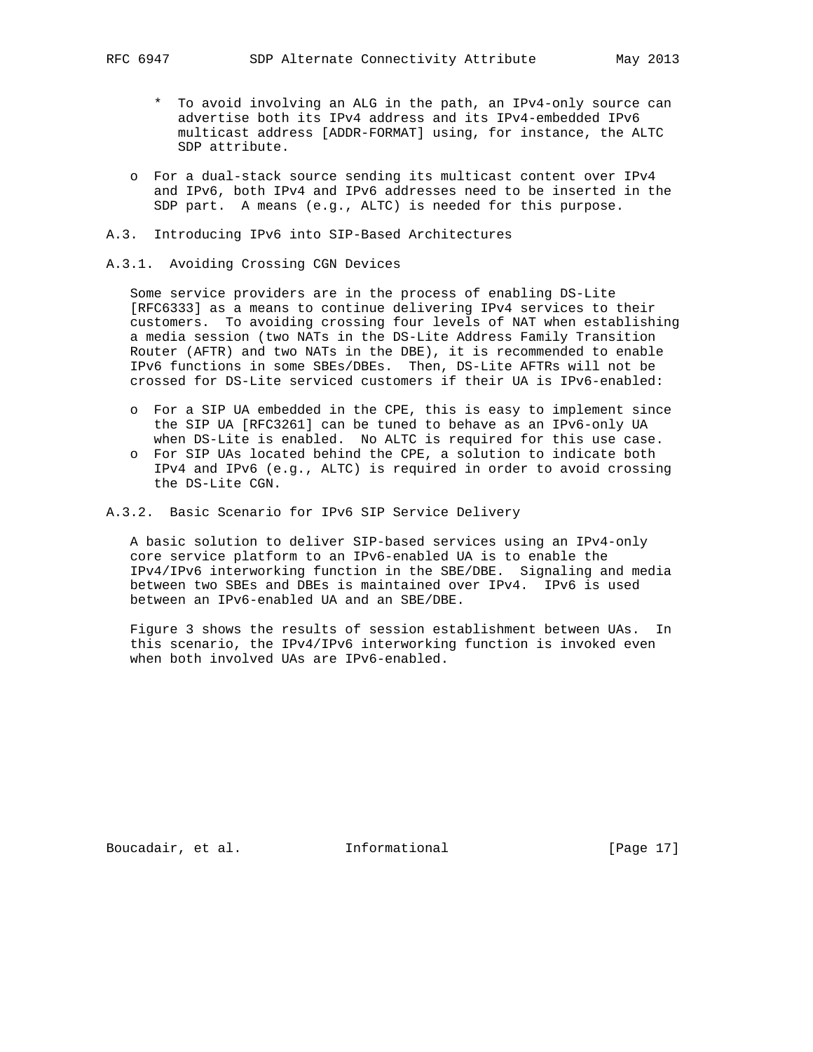* To avoid involving an ALG in the path, an IPv4-only source can advertise both its IPv4 address and its IPv4-embedded IPv6 multicast address [ADDR-FORMAT] using, for instance, the ALTC SDP attribute.

- For a dual-stack source sending its multicast content over IPv4 and IPv6, both IPv4 and IPv6 addresses need to be inserted in the SDP part. A means (e.g., ALTC) is needed for this purpose.

## A.3. Introducing IPv6 into SIP-Based Architectures

### A.3.1. Avoiding Crossing CGN Devices

Some service providers are in the process of enabling DS-Lite [RFC6333] as a means to continue delivering IPv4 services to their customers. To avoiding crossing four levels of NAT when establishing a media session (two NATs in the DS-Lite Address Family Transition Router (AFTR) and two NATs in the DBE), it is recommended to enable IPv6 functions in some SBEs/DBEs. Then, DS-Lite AFTRs will not be crossed for DS-Lite serviced customers if their UA is IPv6-enabled:

- For a SIP UA embedded in the CPE, this is easy to implement since the SIP UA [RFC3261] can be tuned to behave as an IPv6-only UA when DS-Lite is enabled. No ALTC is required for this use case.
- For SIP UAs located behind the CPE, a solution to indicate both IPv4 and IPv6 (e.g., ALTC) is required in order to avoid crossing the DS-Lite CGN.

### A.3.2. Basic Scenario for IPv6 SIP Service Delivery

A basic solution to deliver SIP-based services using an IPv4-only core service platform to an IPv6-enabled UA is to enable the IPv4/IPv6 interworking function in the SBE/DBE. Signaling and media between two SBEs and DBEs is maintained over IPv4. IPv6 is used between an IPv6-enabled UA and an SBE/DBE.

Figure 3 shows the results of session establishment between UAs. In this scenario, the IPv4/IPv6 interworking function is invoked even when both involved UAs are IPv6-enabled.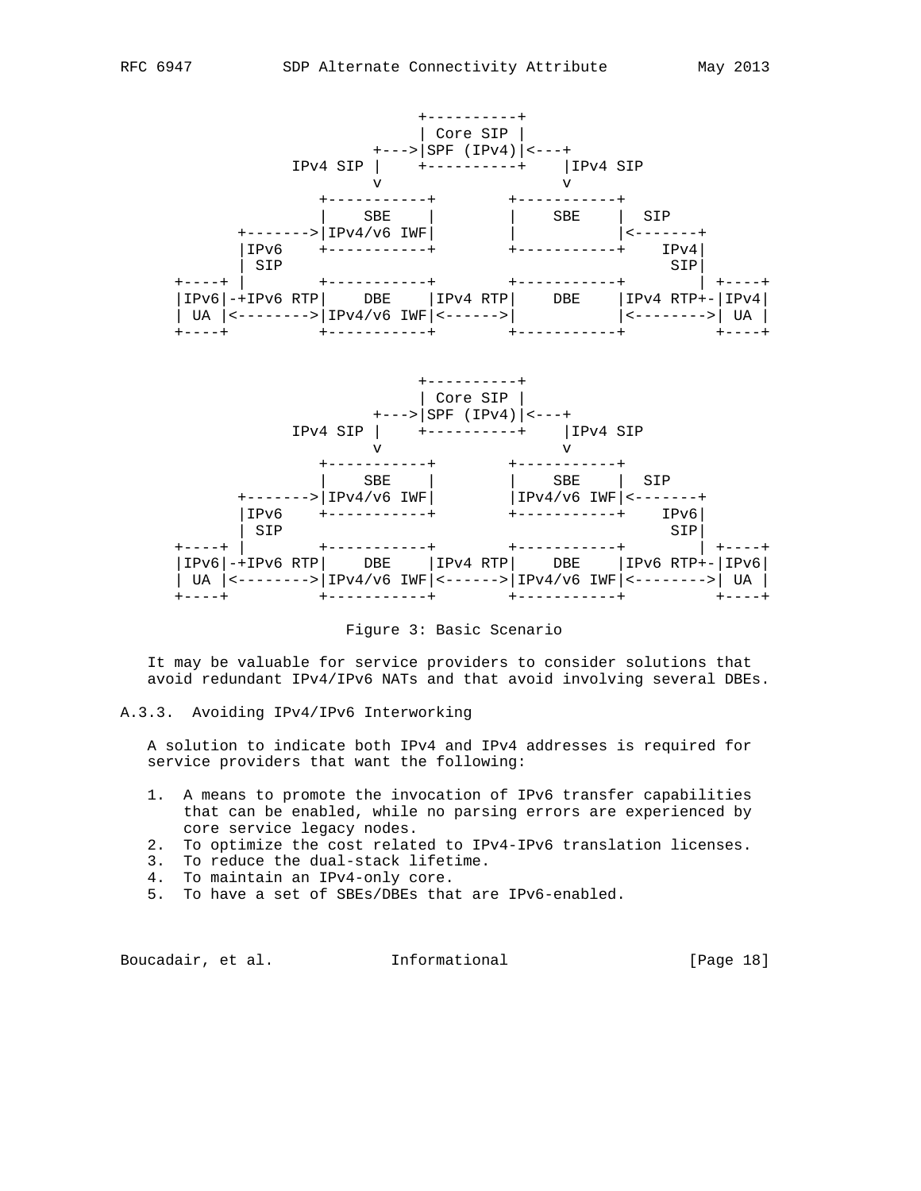```
                          +----------+
                          | Core SIP |
                     +--->|SPF (IPv4)|<---+
             IPv4 SIP |    +----------+    |IPv4 SIP
                      v                    v
                 +-----------+        +-----------+
                 |    SBE    |        |    SBE    |  SIP
        +------->|IPv4/v6 IWF|        |           |<-------+
        |IPv6    +-----------+        +-----------+    IPv4|
        | SIP                                           SIP|
   +----+ |      +-----------+        +-----------+        | +----+
   |IPv6|-+IPv6 RTP|    DBE    |IPv4 RTP|    DBE    |IPv4 RTP+-|IPv4|
   | UA |<-------->|IPv4/v6 IWF|<------>|           |<-------->| UA |
   +----+          +-----------+        +-----------+          +----+


                          +----------+
                          | Core SIP |
                     +--->|SPF (IPv4)|<---+
             IPv4 SIP |    +----------+    |IPv4 SIP
                      v                    v
                 +-----------+        +-----------+
                 |    SBE    |        |    SBE    |  SIP
        +------->|IPv4/v6 IWF|        |IPv4/v6 IWF|<-------+
        |IPv6    +-----------+        +-----------+    IPv6|
        | SIP                                           SIP|
   +----+ |      +-----------+        +-----------+        | +----+
   |IPv6|-+IPv6 RTP|    DBE    |IPv4 RTP|    DBE    |IPv6 RTP+-|IPv6|
   | UA |<-------->|IPv4/v6 IWF|<------>|IPv4/v6 IWF|<-------->| UA |
   +----+          +-----------+        +-----------+          +----+
```

Figure 3: Basic Scenario

It may be valuable for service providers to consider solutions that avoid redundant IPv4/IPv6 NATs and that avoid involving several DBEs.

### A.3.3. Avoiding IPv4/IPv6 Interworking

A solution to indicate both IPv4 and IPv4 addresses is required for service providers that want the following:

1. A means to promote the invocation of IPv6 transfer capabilities that can be enabled, while no parsing errors are experienced by core service legacy nodes.
2. To optimize the cost related to IPv4-IPv6 translation licenses.
3. To reduce the dual-stack lifetime.
4. To maintain an IPv4-only core.
5. To have a set of SBEs/DBEs that are IPv6-enabled.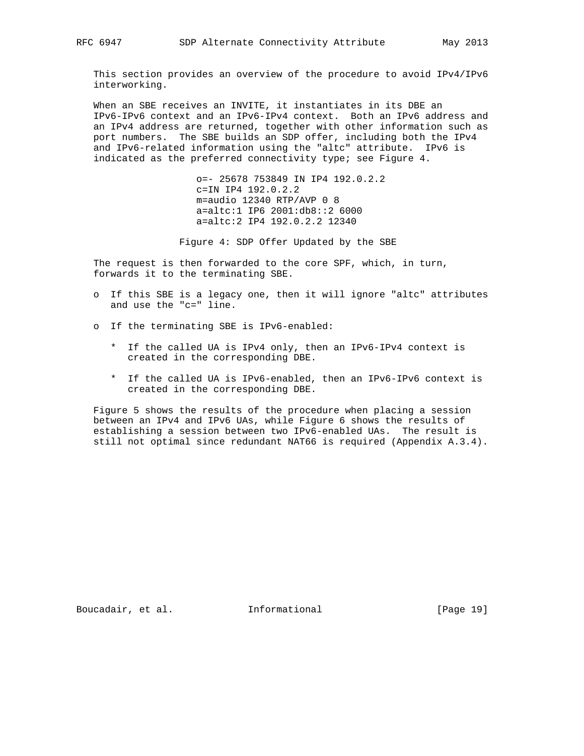This section provides an overview of the procedure to avoid IPv4/IPv6 interworking.

When an SBE receives an INVITE, it instantiates in its DBE an IPv6-IPv6 context and an IPv6-IPv4 context. Both an IPv6 address and an IPv4 address are returned, together with other information such as port numbers. The SBE builds an SDP offer, including both the IPv4 and IPv6-related information using the "altc" attribute. IPv6 is indicated as the preferred connectivity type; see Figure 4.

```
o=- 25678 753849 IN IP4 192.0.2.2
c=IN IP4 192.0.2.2
m=audio 12340 RTP/AVP 0 8
a=altc:1 IP6 2001:db8::2 6000
a=altc:2 IP4 192.0.2.2 12340
```

Figure 4: SDP Offer Updated by the SBE

The request is then forwarded to the core SPF, which, in turn, forwards it to the terminating SBE.

- If this SBE is a legacy one, then it will ignore "altc" attributes and use the "c=" line.
- If the terminating SBE is IPv6-enabled:
  - If the called UA is IPv4 only, then an IPv6-IPv4 context is created in the corresponding DBE.
  - If the called UA is IPv6-enabled, then an IPv6-IPv6 context is created in the corresponding DBE.

Figure 5 shows the results of the procedure when placing a session between an IPv4 and IPv6 UAs, while Figure 6 shows the results of establishing a session between two IPv6-enabled UAs. The result is still not optimal since redundant NAT66 is required (Appendix A.3.4).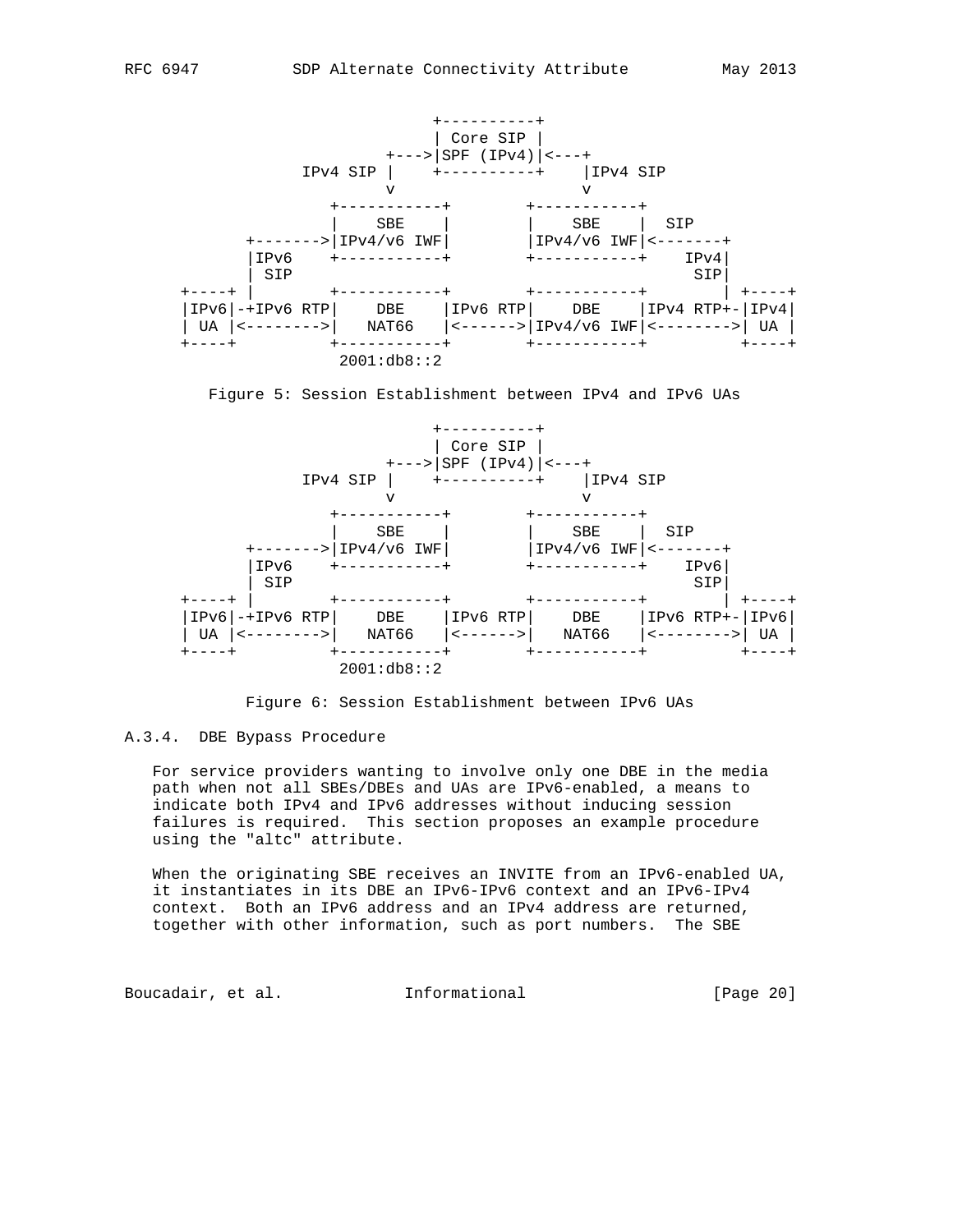```
                        +----------+
                        | Core SIP |
                    +--->|SPF (IPv4)|<---+
             IPv4 SIP |    +----------+    |IPv4 SIP
                      v                    v
                +-----------+        +-----------+
                |    SBE    |        |    SBE    |  SIP
       +------->|IPv4/v6 IWF|        |IPv4/v6 IWF|<-------+
       |IPv6    +-----------+        +-----------+    IPv4|
       | SIP                                           SIP|
  +----+ |      +-----------+        +-----------+        | +----+
  |IPv6|-+IPv6 RTP|    DBE    |IPv6 RTP|    DBE    |IPv4 RTP+-|IPv4|
  | UA |<-------->|   NAT66   |<------>|IPv4/v6 IWF|<-------->| UA |
  +----+          +-----------+        +-----------+          +----+
                   2001:db8::2
```

Figure 5: Session Establishment between IPv4 and IPv6 UAs

```
                        +----------+
                        | Core SIP |
                    +--->|SPF (IPv4)|<---+
             IPv4 SIP |    +----------+    |IPv4 SIP
                      v                    v
                +-----------+        +-----------+
                |    SBE    |        |    SBE    |  SIP
       +------->|IPv4/v6 IWF|        |IPv4/v6 IWF|<-------+
       |IPv6    +-----------+        +-----------+    IPv6|
       | SIP                                           SIP|
  +----+ |      +-----------+        +-----------+        | +----+
  |IPv6|-+IPv6 RTP|    DBE    |IPv6 RTP|    DBE    |IPv6 RTP+-|IPv6|
  | UA |<-------->|   NAT66   |<------>|   NAT66   |<-------->| UA |
  +----+          +-----------+        +-----------+          +----+
                   2001:db8::2
```

Figure 6: Session Establishment between IPv6 UAs

### A.3.4. DBE Bypass Procedure

For service providers wanting to involve only one DBE in the media path when not all SBEs/DBEs and UAs are IPv6-enabled, a means to indicate both IPv4 and IPv6 addresses without inducing session failures is required. This section proposes an example procedure using the "altc" attribute.

When the originating SBE receives an INVITE from an IPv6-enabled UA, it instantiates in its DBE an IPv6-IPv6 context and an IPv6-IPv4 context. Both an IPv6 address and an IPv4 address are returned, together with other information, such as port numbers. The SBE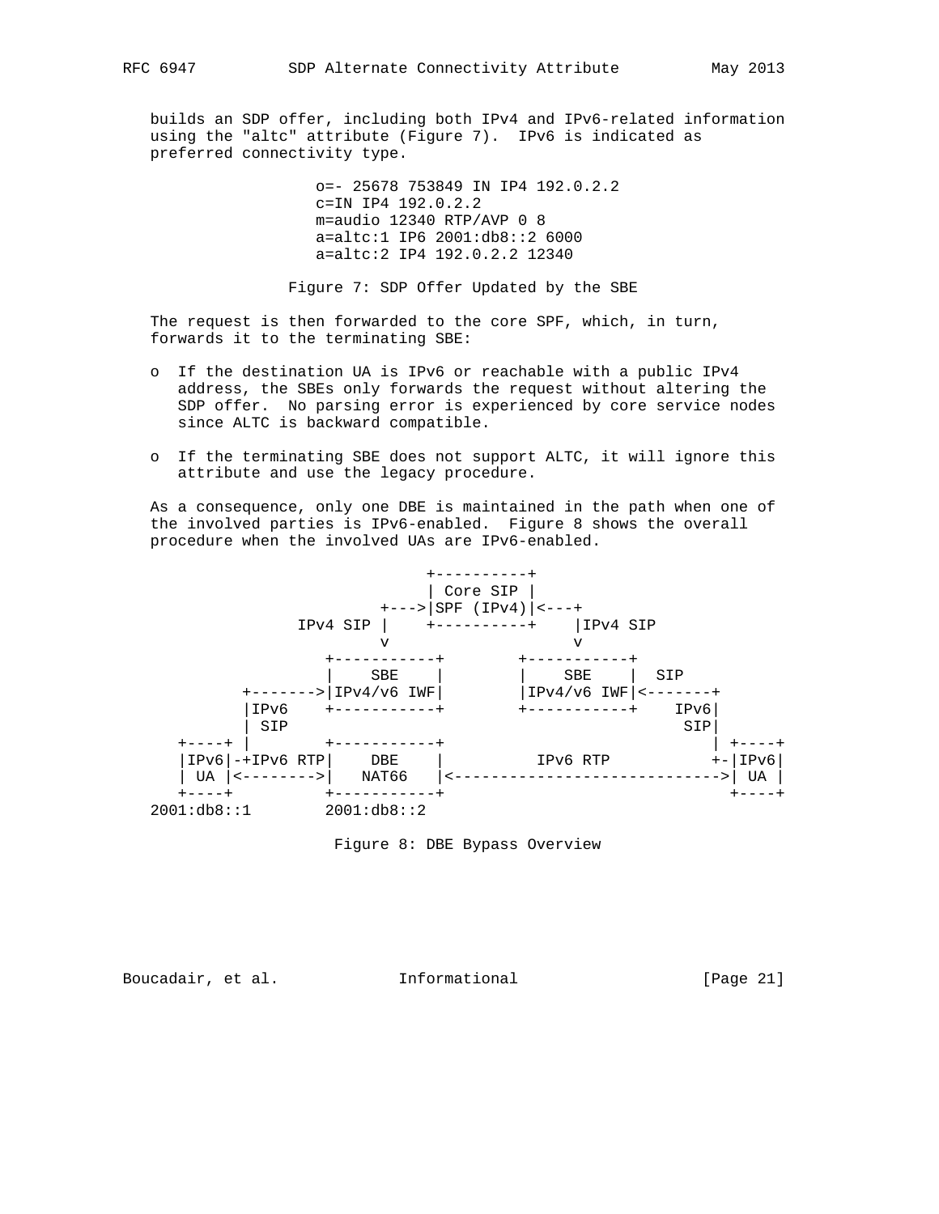builds an SDP offer, including both IPv4 and IPv6-related information using the "altc" attribute (Figure 7). IPv6 is indicated as preferred connectivity type.

```
                  o=- 25678 753849 IN IP4 192.0.2.2
                  c=IN IP4 192.0.2.2
                  m=audio 12340 RTP/AVP 0 8
                  a=altc:1 IP6 2001:db8::2 6000
                  a=altc:2 IP4 192.0.2.2 12340
```

Figure 7: SDP Offer Updated by the SBE

The request is then forwarded to the core SPF, which, in turn, forwards it to the terminating SBE:

- If the destination UA is IPv6 or reachable with a public IPv4 address, the SBEs only forwards the request without altering the SDP offer. No parsing error is experienced by core service nodes since ALTC is backward compatible.

- If the terminating SBE does not support ALTC, it will ignore this attribute and use the legacy procedure.

As a consequence, only one DBE is maintained in the path when one of the involved parties is IPv6-enabled. Figure 8 shows the overall procedure when the involved UAs are IPv6-enabled.

```
                            +----------+
                            | Core SIP |
                       +--->|SPF (IPv4)|<---+
              IPv4 SIP |    +----------+    |IPv4 SIP
                       v                    v
                 +-----------+        +-----------+
                 |    SBE    |        |    SBE    |  SIP
         +------->|IPv4/v6 IWF|        |IPv4/v6 IWF|<-------+
         |IPv6    +-----------+        +-----------+    IPv6|
         | SIP                                          SIP|
   +----+ |        +-----------+                            | +----+
   |IPv6|-+IPv6 RTP|    DBE    |          IPv6 RTP          +-|IPv6|
   | UA |<-------->|   NAT66   |<---------------------------->| UA |
   +----+          +-----------+                              +----+
2001:db8::1        2001:db8::2
```

Figure 8: DBE Bypass Overview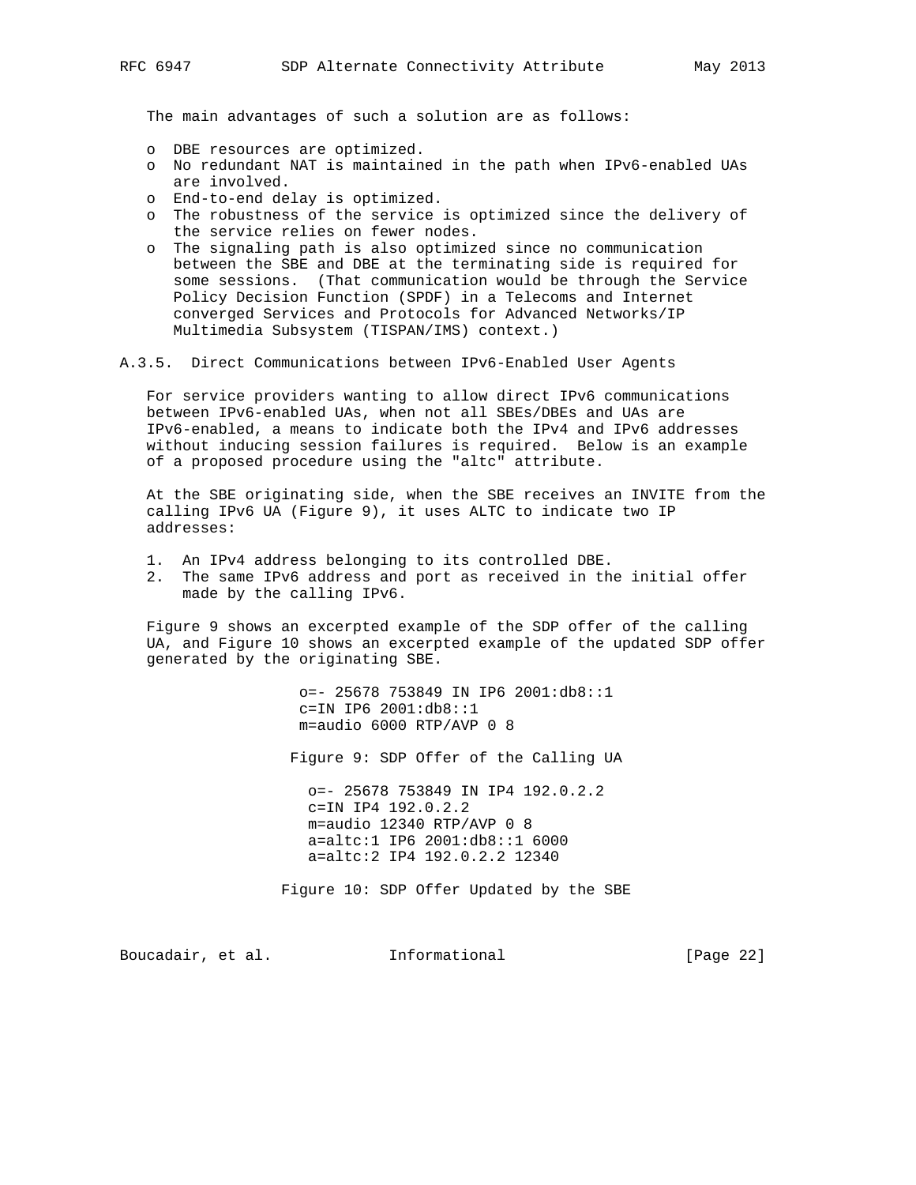The main advantages of such a solution are as follows:

- DBE resources are optimized.
- No redundant NAT is maintained in the path when IPv6-enabled UAs are involved.
- End-to-end delay is optimized.
- The robustness of the service is optimized since the delivery of the service relies on fewer nodes.
- The signaling path is also optimized since no communication between the SBE and DBE at the terminating side is required for some sessions. (That communication would be through the Service Policy Decision Function (SPDF) in a Telecoms and Internet converged Services and Protocols for Advanced Networks/IP Multimedia Subsystem (TISPAN/IMS) context.)

### A.3.5. Direct Communications between IPv6-Enabled User Agents

For service providers wanting to allow direct IPv6 communications between IPv6-enabled UAs, when not all SBEs/DBEs and UAs are IPv6-enabled, a means to indicate both the IPv4 and IPv6 addresses without inducing session failures is required. Below is an example of a proposed procedure using the "altc" attribute.

At the SBE originating side, when the SBE receives an INVITE from the calling IPv6 UA (Figure 9), it uses ALTC to indicate two IP addresses:

1. An IPv4 address belonging to its controlled DBE.
2. The same IPv6 address and port as received in the initial offer made by the calling IPv6.

Figure 9 shows an excerpted example of the SDP offer of the calling UA, and Figure 10 shows an excerpted example of the updated SDP offer generated by the originating SBE.

```
o=- 25678 753849 IN IP6 2001:db8::1
c=IN IP6 2001:db8::1
m=audio 6000 RTP/AVP 0 8
```

Figure 9: SDP Offer of the Calling UA

```
o=- 25678 753849 IN IP4 192.0.2.2
c=IN IP4 192.0.2.2
m=audio 12340 RTP/AVP 0 8
a=altc:1 IP6 2001:db8::1 6000
a=altc:2 IP4 192.0.2.2 12340
```

Figure 10: SDP Offer Updated by the SBE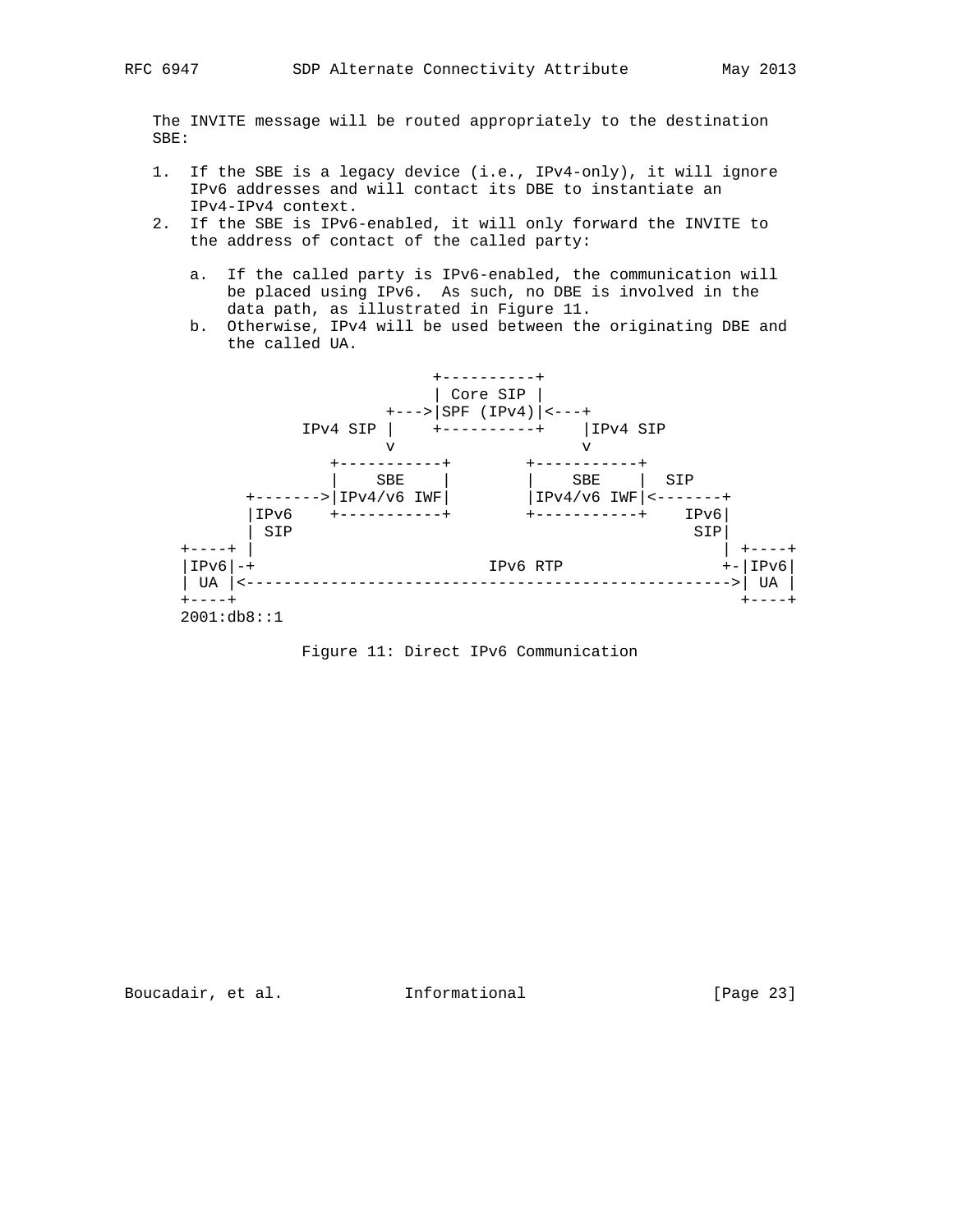The INVITE message will be routed appropriately to the destination SBE:

1. If the SBE is a legacy device (i.e., IPv4-only), it will ignore IPv6 addresses and will contact its DBE to instantiate an IPv4-IPv4 context.
2. If the SBE is IPv6-enabled, it will only forward the INVITE to the address of contact of the called party:

   a. If the called party is IPv6-enabled, the communication will be placed using IPv6. As such, no DBE is involved in the data path, as illustrated in Figure 11.
   b. Otherwise, IPv4 will be used between the originating DBE and the called UA.

```
                          +----------+
                          | Core SIP |
                     +--->|SPF (IPv4)|<---+
            IPv4 SIP |    +----------+    |IPv4 SIP
                     v                    v
               +-----------+        +-----------+
               |    SBE    |        |    SBE    |  SIP
       +------->|IPv4/v6 IWF|        |IPv4/v6 IWF|<-------+
       |IPv6    +-----------+        +-----------+    IPv6|
       | SIP                                           SIP|
 +----+ |                                                  | +----+
 |IPv6|-+                      IPv6 RTP                   +-|IPv6|
 | UA |<-------------------------------------------------->| UA |
 +----+                                                    +----+
 2001:db8::1
```

Figure 11: Direct IPv6 Communication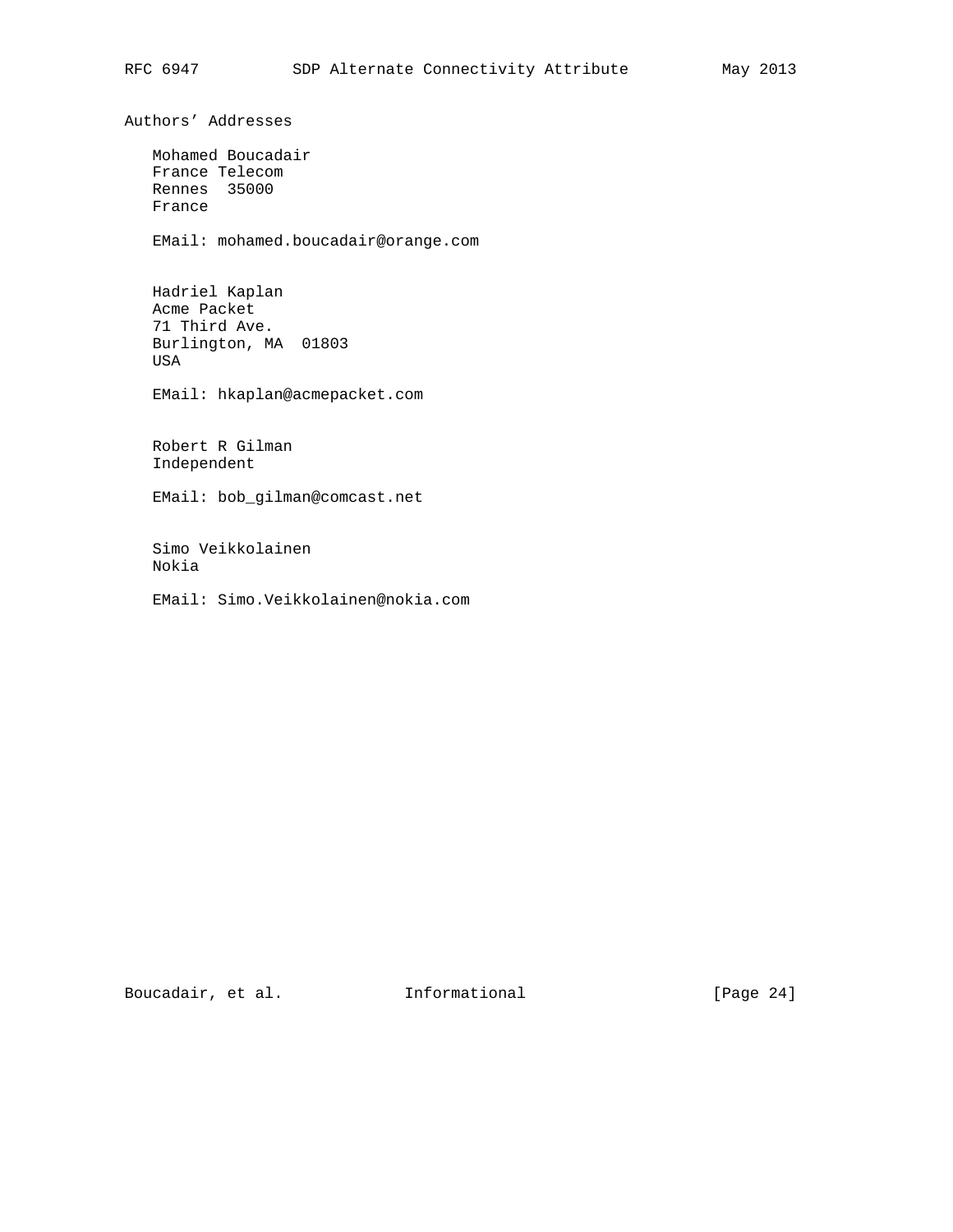## Authors' Addresses

Mohamed Boucadair
France Telecom
Rennes  35000
France

EMail: mohamed.boucadair@orange.com

Hadriel Kaplan
Acme Packet
71 Third Ave.
Burlington, MA  01803
USA

EMail: hkaplan@acmepacket.com

Robert R Gilman
Independent

EMail: bob_gilman@comcast.net

Simo Veikkolainen
Nokia

EMail: Simo.Veikkolainen@nokia.com